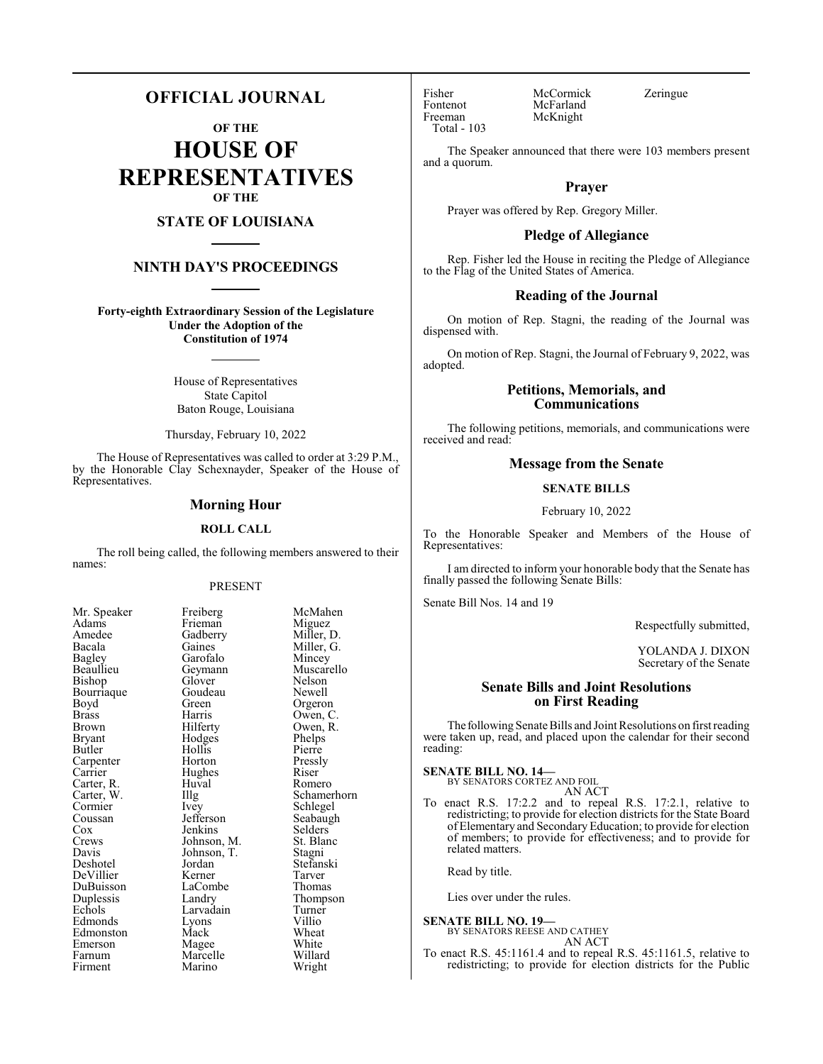# OFFICIAL JOURNAL

## OF THE

# HOUSE OF REPRESENTATIVES

## OF THE

## STATE OF LOUISIANA

## NINTH DAY'S PROCEEDINGS

**Forty-eighth Extraordinary Session of the Legislature Under the Adoption of the Constitution of 1974**

House of Representatives
State Capitol
Baton Rouge, Louisiana

Thursday, February 10, 2022

The House of Representatives was called to order at 3:29 P.M., by the Honorable Clay Schexnayder, Speaker of the House of Representatives.

### Morning Hour

**ROLL CALL**

The roll being called, the following members answered to their names:

PRESENT

| | | |
|---|---|---|
| Mr. Speaker | Freiberg | McMahen |
| Adams | Frieman | Miguez |
| Amedee | Gadberry | Miller, D. |
| Bacala | Gaines | Miller, G. |
| Bagley | Garofalo | Mincey |
| Beaullieu | Geymann | Muscarello |
| Bishop | Glover | Nelson |
| Bourriaque | Goudeau | Newell |
| Boyd | Green | Orgeron |
| Brass | Harris | Owen, C. |
| Brown | Hilferty | Owen, R. |
| Bryant | Hodges | Phelps |
| Butler | Hollis | Pierre |
| Carpenter | Horton | Pressly |
| Carrier | Hughes | Riser |
| Carter, R. | Huval | Romero |
| Carter, W. | Illg | Schamerhorn |
| Cormier | Ivey | Schlegel |
| Coussan | Jefferson | Seabaugh |
| Cox | Jenkins | Selders |
| Crews | Johnson, M. | St. Blanc |
| Davis | Johnson, T. | Stagni |
| Deshotel | Jordan | Stefanski |
| DeVillier | Kerner | Tarver |
| DuBuisson | LaCombe | Thomas |
| Duplessis | Landry | Thompson |
| Echols | Larvadain | Turner |
| Edmonds | Lyons | Villio |
| Edmonston | Mack | Wheat |
| Emerson | Magee | White |
| Farnum | Marcelle | Willard |
| Firment | Marino | Wright |
| Fisher | McCormick | Zeringue |
| Fontenot | McFarland | |
| Freeman | McKnight | |

Total - 103

The Speaker announced that there were 103 members present and a quorum.

### Prayer

Prayer was offered by Rep. Gregory Miller.

### Pledge of Allegiance

Rep. Fisher led the House in reciting the Pledge of Allegiance to the Flag of the United States of America.

### Reading of the Journal

On motion of Rep. Stagni, the reading of the Journal was dispensed with.

On motion of Rep. Stagni, the Journal of February 9, 2022, was adopted.

### Petitions, Memorials, and Communications

The following petitions, memorials, and communications were received and read:

### Message from the Senate

**SENATE BILLS**

February 10, 2022

To the Honorable Speaker and Members of the House of Representatives:

I am directed to inform your honorable body that the Senate has finally passed the following Senate Bills:

Senate Bill Nos. 14 and 19

Respectfully submitted,

YOLANDA J. DIXON
Secretary of the Senate

### Senate Bills and Joint Resolutions on First Reading

The following Senate Bills and Joint Resolutions on first reading were taken up, read, and placed upon the calendar for their second reading:

**SENATE BILL NO. 14—**
BY SENATORS CORTEZ AND FOIL
AN ACT

To enact R.S. 17:2.2 and to repeal R.S. 17:2.1, relative to redistricting; to provide for election districts for the State Board of Elementary and Secondary Education; to provide for election of members; to provide for effectiveness; and to provide for related matters.

Read by title.

Lies over under the rules.

**SENATE BILL NO. 19—**
BY SENATORS REESE AND CATHEY
AN ACT

To enact R.S. 45:1161.4 and to repeal R.S. 45:1161.5, relative to redistricting; to provide for election districts for the Public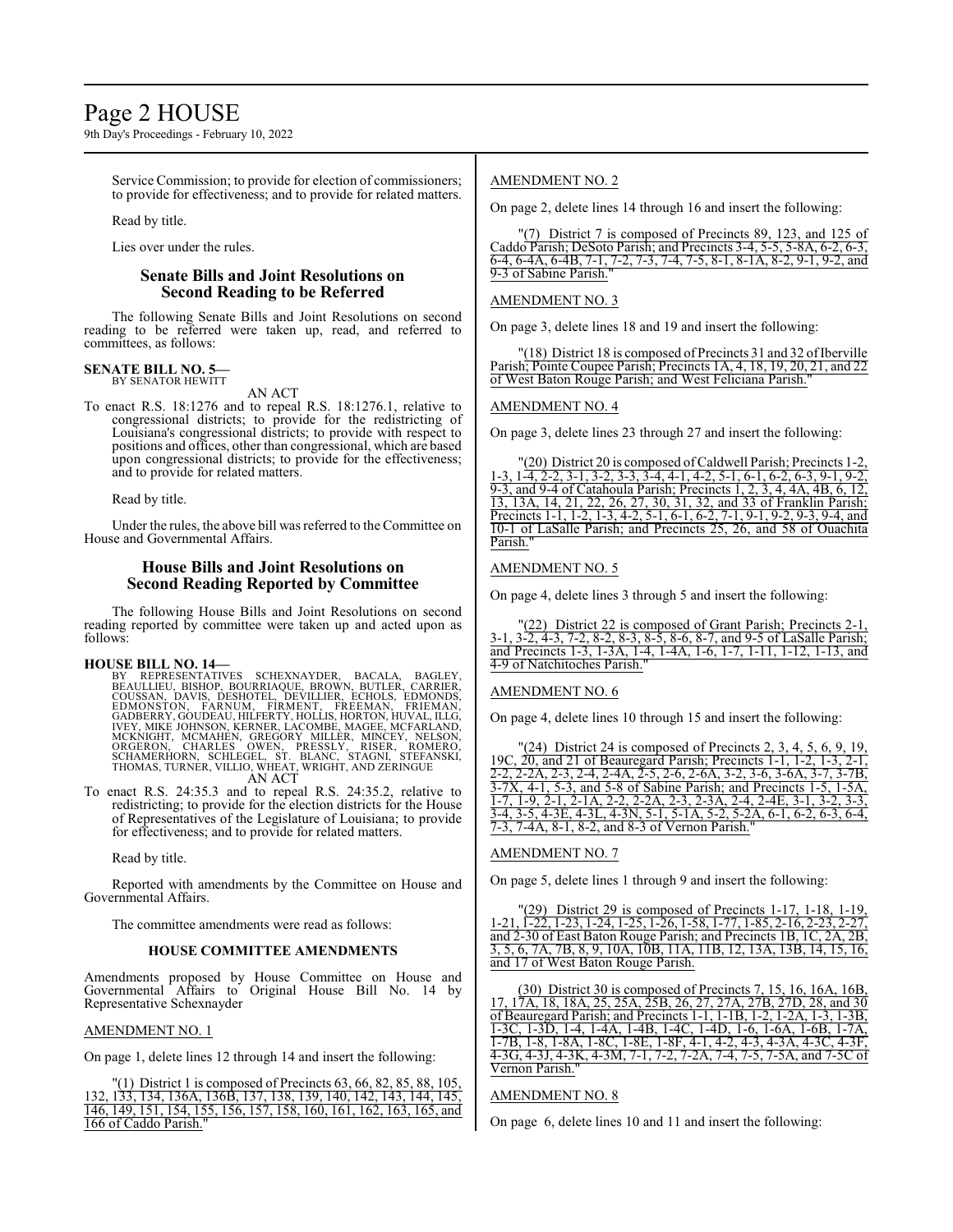Service Commission; to provide for election of commissioners; to provide for effectiveness; and to provide for related matters.

Read by title.

Lies over under the rules.

## Senate Bills and Joint Resolutions on Second Reading to be Referred

The following Senate Bills and Joint Resolutions on second reading to be referred were taken up, read, and referred to committees, as follows:

**SENATE BILL NO. 5—**
BY SENATOR HEWITT

AN ACT

To enact R.S. 18:1276 and to repeal R.S. 18:1276.1, relative to congressional districts; to provide for the redistricting of Louisiana's congressional districts; to provide with respect to positions and offices, other than congressional, which are based upon congressional districts; to provide for the effectiveness; and to provide for related matters.

Read by title.

Under the rules, the above bill was referred to the Committee on House and Governmental Affairs.

## House Bills and Joint Resolutions on Second Reading Reported by Committee

The following House Bills and Joint Resolutions on second reading reported by committee were taken up and acted upon as follows:

**HOUSE BILL NO. 14—**
BY REPRESENTATIVES SCHEXNAYDER, BACALA, BAGLEY, BEAULLIEU, BISHOP, BOURRIAQUE, BROWN, BUTLER, CARRIER, COUSSAN, DAVIS, DESHOTEL, DEVILLIER, ECHOLS, EDMONDS, EDMONSTON, FARNUM, FIRMENT, FREEMAN, FRIEMAN, GADBERRY, GOUDEAU, HILFERTY, HOLLIS, HORTON, HUVAL, ILLG, IVEY, MIKE JOHNSON, KERNER, LACOMBE, MAGEE, MCFARLAND, MCKNIGHT, MCMAHEN, GREGORY MILLER, MINCEY, NELSON, ORGERON, CHARLES OWEN, PRESSLY, RISER, ROMERO, SCHAMERHORN, SCHLEGEL, ST. BLANC, STAGNI, STEFANSKI, THOMAS, TURNER, VILLIO, WHEAT, WRIGHT, AND ZERINGUE

AN ACT

To enact R.S. 24:35.3 and to repeal R.S. 24:35.2, relative to redistricting; to provide for the election districts for the House of Representatives of the Legislature of Louisiana; to provide for effectiveness; and to provide for related matters.

Read by title.

Reported with amendments by the Committee on House and Governmental Affairs.

The committee amendments were read as follows:

### HOUSE COMMITTEE AMENDMENTS

Amendments proposed by House Committee on House and Governmental Affairs to Original House Bill No. 14 by Representative Schexnayder

AMENDMENT NO. 1

On page 1, delete lines 12 through 14 and insert the following:

"(1) District 1 is composed of Precincts 63, 66, 82, 85, 88, 105, 132, 133, 134, 136A, 136B, 137, 138, 139, 140, 142, 143, 144, 145, 146, 149, 151, 154, 155, 156, 157, 158, 160, 161, 162, 163, 165, and 166 of Caddo Parish."

AMENDMENT NO. 2

On page 2, delete lines 14 through 16 and insert the following:

"(7) District 7 is composed of Precincts 89, 123, and 125 of Caddo Parish; DeSoto Parish; and Precincts 3-4, 5-5, 5-8A, 6-2, 6-3, 6-4, 6-4A, 6-4B, 7-1, 7-2, 7-3, 7-4, 7-5, 8-1, 8-1A, 8-2, 9-1, 9-2, and 9-3 of Sabine Parish."

AMENDMENT NO. 3

On page 3, delete lines 18 and 19 and insert the following:

"(18) District 18 is composed of Precincts 31 and 32 of Iberville Parish; Pointe Coupee Parish; Precincts 1A, 4, 18, 19, 20, 21, and 22 of West Baton Rouge Parish; and West Feliciana Parish."

AMENDMENT NO. 4

On page 3, delete lines 23 through 27 and insert the following:

"(20) District 20 is composed of Caldwell Parish; Precincts 1-2, 1-3, 1-4, 2-2, 3-1, 3-2, 3-3, 3-4, 4-1, 4-2, 5-1, 6-1, 6-2, 6-3, 9-1, 9-2, 9-3, and 9-4 of Catahoula Parish; Precincts 1, 2, 3, 4, 4A, 4B, 6, 12, 13, 13A, 14, 21, 22, 26, 27, 30, 31, 32, and 33 of Franklin Parish; Precincts 1-1, 1-2, 1-3, 4-2, 5-1, 6-1, 6-2, 7-1, 9-1, 9-2, 9-3, 9-4, and 10-1 of LaSalle Parish; and Precincts 25, 26, and 58 of Ouachita Parish."

AMENDMENT NO. 5

On page 4, delete lines 3 through 5 and insert the following:

"(22) District 22 is composed of Grant Parish; Precincts 2-1, 3-1, 3-2, 4-3, 7-2, 8-2, 8-3, 8-5, 8-6, 8-7, and 9-5 of LaSalle Parish; and Precincts 1-3, 1-3A, 1-4, 1-4A, 1-6, 1-7, 1-11, 1-12, 1-13, and 4-9 of Natchitoches Parish."

AMENDMENT NO. 6

On page 4, delete lines 10 through 15 and insert the following:

"(24) District 24 is composed of Precincts 2, 3, 4, 5, 6, 9, 19, 19C, 20, and 21 of Beauregard Parish; Precincts 1-1, 1-2, 1-3, 2-1, 2-2, 2-2A, 2-3, 2-4, 2-4A, 2-5, 2-6, 2-6A, 3-2, 3-6, 3-6A, 3-7, 3-7B, 3-7X, 4-1, 5-3, and 5-8 of Sabine Parish; and Precincts 1-5, 1-5A, 1-7, 1-9, 2-1, 2-1A, 2-2, 2-2A, 2-3, 2-3A, 2-4, 2-4E, 3-1, 3-2, 3-3, 3-4, 3-5, 4-3E, 4-3L, 4-3N, 5-1, 5-1A, 5-2, 5-2A, 6-1, 6-2, 6-3, 6-4, 7-3, 7-4A, 8-1, 8-2, and 8-3 of Vernon Parish."

AMENDMENT NO. 7

On page 5, delete lines 1 through 9 and insert the following:

"(29) District 29 is composed of Precincts 1-17, 1-18, 1-19, 1-21, 1-22, 1-23, 1-24, 1-25, 1-26, 1-58, 1-77, 1-85, 2-16, 2-23, 2-27, and 2-30 of East Baton Rouge Parish; and Precincts 1B, 1C, 2A, 2B, 3, 5, 6, 7A, 7B, 8, 9, 10A, 10B, 11A, 11B, 12, 13A, 13B, 14, 15, 16, and 17 of West Baton Rouge Parish.

(30) District 30 is composed of Precincts 7, 15, 16, 16A, 16B, 17, 17A, 18, 18A, 25, 25A, 25B, 26, 27, 27A, 27B, 27D, 28, and 30 of Beauregard Parish; and Precincts 1-1, 1-1B, 1-2, 1-2A, 1-3, 1-3B, 1-3C, 1-3D, 1-4, 1-4A, 1-4B, 1-4C, 1-4D, 1-6, 1-6A, 1-6B, 1-7A, 1-7B, 1-8, 1-8A, 1-8C, 1-8E, 1-8F, 4-1, 4-2, 4-3, 4-3A, 4-3C, 4-3F, 4-3G, 4-3J, 4-3K, 4-3M, 7-1, 7-2, 7-2A, 7-4, 7-5, 7-5A, and 7-5C of Vernon Parish."

AMENDMENT NO. 8

On page 6, delete lines 10 and 11 and insert the following: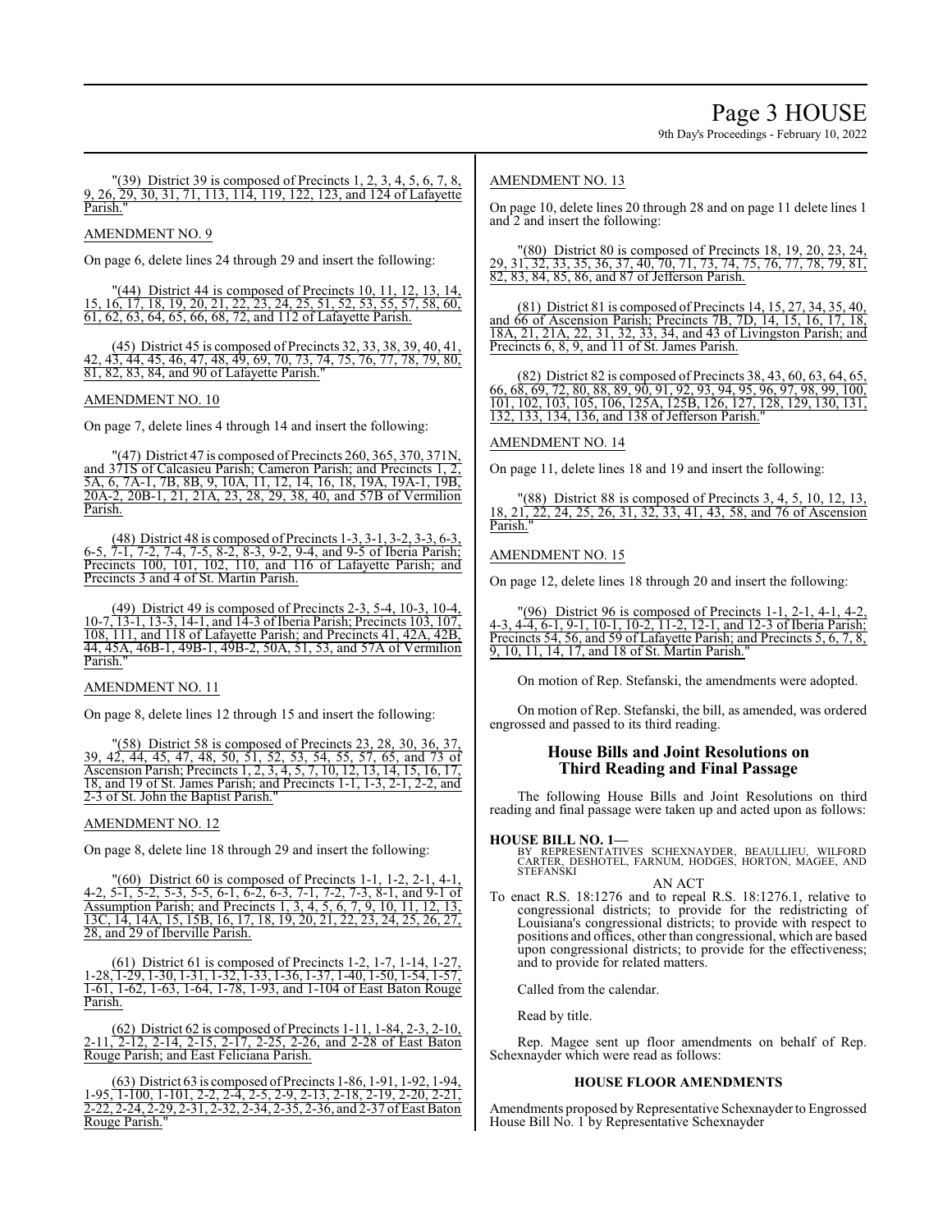"(39) District 39 is composed of Precincts 1, 2, 3, 4, 5, 6, 7, 8, 9, 26, 29, 30, 31, 71, 113, 114, 119, 122, 123, and 124 of Lafayette Parish."

AMENDMENT NO. 9

On page 6, delete lines 24 through 29 and insert the following:

"(44) District 44 is composed of Precincts 10, 11, 12, 13, 14, 15, 16, 17, 18, 19, 20, 21, 22, 23, 24, 25, 51, 52, 53, 55, 57, 58, 60, 61, 62, 63, 64, 65, 66, 68, 72, and 112 of Lafayette Parish.

(45) District 45 is composed of Precincts 32, 33, 38, 39, 40, 41, 42, 43, 44, 45, 46, 47, 48, 49, 69, 70, 73, 74, 75, 76, 77, 78, 79, 80, 81, 82, 83, 84, and 90 of Lafayette Parish."

AMENDMENT NO. 10

On page 7, delete lines 4 through 14 and insert the following:

"(47) District 47 is composed of Precincts 260, 365, 370, 371N, and 371S of Calcasieu Parish; Cameron Parish; and Precincts 1, 2, 5A, 6, 7A-1, 7B, 8B, 9, 10A, 11, 12, 14, 16, 18, 19A, 19A-1, 19B, 20A-2, 20B-1, 21, 21A, 23, 28, 29, 38, 40, and 57B of Vermilion Parish.

(48) District 48 is composed of Precincts 1-3, 3-1, 3-2, 3-3, 6-3, 6-5, 7-1, 7-2, 7-4, 7-5, 8-2, 8-3, 9-2, 9-4, and 9-5 of Iberia Parish; Precincts 100, 101, 102, 110, and 116 of Lafayette Parish; and Precincts 3 and 4 of St. Martin Parish.

(49) District 49 is composed of Precincts 2-3, 5-4, 10-3, 10-4, 10-7, 13-1, 13-3, 14-1, and 14-3 of Iberia Parish; Precincts 103, 107, 108, 111, and 118 of Lafayette Parish; and Precincts 41, 42A, 42B, 44, 45A, 46B-1, 49B-1, 49B-2, 50A, 51, 53, and 57A of Vermilion Parish."

AMENDMENT NO. 11

On page 8, delete lines 12 through 15 and insert the following:

"(58) District 58 is composed of Precincts 23, 28, 30, 36, 37, 39, 42, 44, 45, 47, 48, 50, 51, 52, 53, 54, 55, 57, 65, and 73 of Ascension Parish; Precincts 1, 2, 3, 4, 5, 7, 10, 12, 13, 14, 15, 16, 17, 18, and 19 of St. James Parish; and Precincts 1-1, 1-3, 2-1, 2-2, and 2-3 of St. John the Baptist Parish."

AMENDMENT NO. 12

On page 8, delete line 18 through 29 and insert the following:

"(60) District 60 is composed of Precincts 1-1, 1-2, 2-1, 4-1, 4-2, 5-1, 5-2, 5-3, 5-5, 6-1, 6-2, 6-3, 7-1, 7-2, 7-3, 8-1, and 9-1 of Assumption Parish; and Precincts 1, 3, 4, 5, 6, 7, 9, 10, 11, 12, 13, 13C, 14, 14A, 15, 15B, 16, 17, 18, 19, 20, 21, 22, 23, 24, 25, 26, 27, 28, and 29 of Iberville Parish.

(61) District 61 is composed of Precincts 1-2, 1-7, 1-14, 1-27, 1-28, 1-29, 1-30, 1-31, 1-32, 1-33, 1-36, 1-37, 1-40, 1-50, 1-54, 1-57, 1-61, 1-62, 1-63, 1-64, 1-78, 1-93, and 1-104 of East Baton Rouge Parish.

(62) District 62 is composed of Precincts 1-11, 1-84, 2-3, 2-10, 2-11, 2-12, 2-14, 2-15, 2-17, 2-25, 2-26, and 2-28 of East Baton Rouge Parish; and East Feliciana Parish.

(63) District 63 is composed of Precincts 1-86, 1-91, 1-92, 1-94, 1-95, 1-100, 1-101, 2-2, 2-4, 2-5, 2-9, 2-13, 2-18, 2-19, 2-20, 2-21, 2-22, 2-24, 2-29, 2-31, 2-32, 2-34, 2-35, 2-36, and 2-37 of East Baton Rouge Parish."

AMENDMENT NO. 13

On page 10, delete lines 20 through 28 and on page 11 delete lines 1 and 2 and insert the following:

"(80) District 80 is composed of Precincts 18, 19, 20, 23, 24, 29, 31, 32, 33, 35, 36, 37, 40, 70, 71, 73, 74, 75, 76, 77, 78, 79, 81, 82, 83, 84, 85, 86, and 87 of Jefferson Parish.

(81) District 81 is composed of Precincts 14, 15, 27, 34, 35, 40, and 66 of Ascension Parish; Precincts 7B, 7D, 14, 15, 16, 17, 18, 18A, 21, 21A, 22, 31, 32, 33, 34, and 43 of Livingston Parish; and Precincts 6, 8, 9, and 11 of St. James Parish.

(82) District 82 is composed of Precincts 38, 43, 60, 63, 64, 65, 66, 68, 69, 72, 80, 88, 89, 90, 91, 92, 93, 94, 95, 96, 97, 98, 99, 100, 101, 102, 103, 105, 106, 125A, 125B, 126, 127, 128, 129, 130, 131, 132, 133, 134, 136, and 138 of Jefferson Parish."

AMENDMENT NO. 14

On page 11, delete lines 18 and 19 and insert the following:

"(88) District 88 is composed of Precincts 3, 4, 5, 10, 12, 13, 18, 21, 22, 24, 25, 26, 31, 32, 33, 41, 43, 58, and 76 of Ascension Parish."

AMENDMENT NO. 15

On page 12, delete lines 18 through 20 and insert the following:

"(96) District 96 is composed of Precincts 1-1, 2-1, 4-1, 4-2, 4-3, 4-4, 6-1, 9-1, 10-1, 10-2, 11-2, 12-1, and 12-3 of Iberia Parish; Precincts 54, 56, and 59 of Lafayette Parish; and Precincts 5, 6, 7, 8, 9, 10, 11, 14, 17, and 18 of St. Martin Parish."

On motion of Rep. Stefanski, the amendments were adopted.

On motion of Rep. Stefanski, the bill, as amended, was ordered engrossed and passed to its third reading.

## House Bills and Joint Resolutions on Third Reading and Final Passage

The following House Bills and Joint Resolutions on third reading and final passage were taken up and acted upon as follows:

**HOUSE BILL NO. 1—**
BY REPRESENTATIVES SCHEXNAYDER, BEAULLIEU, WILFORD CARTER, DESHOTEL, FARNUM, HODGES, HORTON, MAGEE, AND STEFANSKI

AN ACT

To enact R.S. 18:1276 and to repeal R.S. 18:1276.1, relative to congressional districts; to provide for the redistricting of Louisiana's congressional districts; to provide with respect to positions and offices, other than congressional, which are based upon congressional districts; to provide for the effectiveness; and to provide for related matters.

Called from the calendar.

Read by title.

Rep. Magee sent up floor amendments on behalf of Rep. Schexnayder which were read as follows:

### HOUSE FLOOR AMENDMENTS

Amendments proposed by Representative Schexnayder to Engrossed House Bill No. 1 by Representative Schexnayder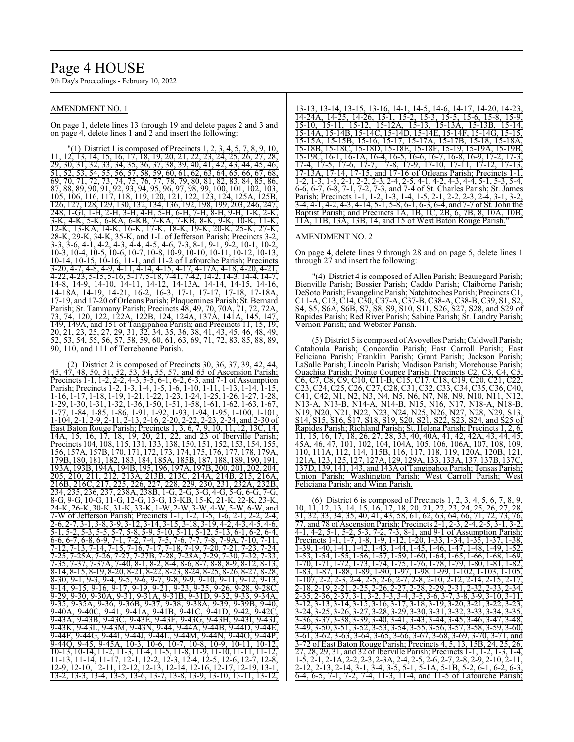AMENDMENT NO. 1

On page 1, delete lines 13 through 19 and delete pages 2 and 3 and on page 4, delete lines 1 and 2 and insert the following:

"(1) District 1 is composed of Precincts 1, 2, 3, 4, 5, 7, 8, 9, 10, 11, 12, 13, 14, 15, 16, 17, 18, 19, 20, 21, 22, 23, 24, 25, 26, 27, 28, 29, 30, 31, 32, 33, 34, 35, 36, 37, 38, 39, 40, 41, 42, 43, 44, 45, 46, 51, 52, 53, 54, 55, 56, 57, 58, 59, 60, 61, 62, 63, 64, 65, 66, 67, 68, 69, 70, 71, 72, 73, 74, 75, 76, 77, 78, 79, 80, 81, 82, 83, 84, 85, 86, 87, 88, 89, 90, 91, 92, 93, 94, 95, 96, 97, 98, 99, 100, 101, 102, 103, 105, 106, 116, 117, 118, 119, 120, 121, 122, 123, 124, 125A, 125B, 126, 127, 128, 129, 130, 132, 134, 136, 192, 198, 199, 203, 246, 247, 248, 1-GI, 1-H, 2-H, 3-H, 4-H, 5-H, 6-H, 7-H, 8-H, 9-H, 1-K, 2-K, 3-K, 4-K, 5-K, 6-KA, 6-KB, 7-KA, 7-KB, 8-K, 9-K, 10-K, 11-K, 12-K, 13-KA, 14-K, 16-K, 17-K, 18-K, 19-K, 20-K, 25-K, 27-K, 28-K, 29-K, 34-K, 35-K, and 1-L of Jefferson Parish; Precincts 3-2, 3-3, 3-6, 4-1, 4-2, 4-3, 4-4, 4-5, 4-6, 7-3, 8-1, 9-1, 9-2, 10-1, 10-2, 10-3, 10-4, 10-5, 10-6, 10-7, 10-8, 10-9, 10-10, 10-11, 10-12, 10-13, 10-14, 10-15, 10-16, 11-1, and 11-2 of Lafourche Parish; Precincts 3-20, 4-7, 4-8, 4-9, 4-11, 4-14, 4-15, 4-17, 4-17A, 4-18, 4-20, 4-21, 4-22, 4-23, 5-15, 5-16, 5-17, 5-18, 7-41, 7-42, 14-2, 14-3, 14-4, 14-7, 14-8, 14-9, 14-10, 14-11, 14-12, 14-13A, 14-14, 14-15, 14-16, 14-18A, 14-19, 14-21, 16-2, 16-3, 17-1, 17-17, 17-18, 17-18A, 17-19, and 17-20 of Orleans Parish; Plaquemines Parish; St. Bernard Parish; St. Tammany Parish; Precincts 48, 49, 70, 70A, 71, 72, 72A, 73, 74, 120, 122, 122A, 122B, 124, 124A, 137A, 141A, 145, 147, 149, 149A, and 151 of Tangipahoa Parish; and Precincts 11, 15, 19, 20, 21, 23, 25, 27, 29, 31, 32, 34, 35, 36, 38, 41, 43, 45, 46, 48, 49, 52, 53, 54, 55, 56, 57, 58, 59, 60, 61, 63, 69, 71, 72, 83, 85, 88, 89, 90, 110, and 111 of Terrebonne Parish.

(2) District 2 is composed of Precincts 30, 36, 37, 39, 42, 44, 45, 47, 48, 50, 51, 52, 53, 54, 55, 57, and 65 of Ascension Parish; Precincts 1-1, 1-2, 2-2, 4-3, 5-5, 6-1, 6-2, 6-3, and 7-1 of Assumption Parish; Precincts 1-2, 1-3, 1-4, 1-5, 1-6, 1-10, 1-11, 1-13, 1-14, 1-15, 1-16, 1-17, 1-18, 1-19, 1-21, 1-22, 1-23, 1-24, 1-25, 1-26, 1-27, 1-28, 1-29, 1-30, 1-31, 1-32, 1-36, 1-50, 1-51, 1-58, 1-61, 1-62, 1-63, 1-67, 1-77, 1-84, 1-85, 1-86, 1-91, 1-92, 1-93, 1-94, 1-95, 1-100, 1-101, 1-104, 2-1, 2-9, 2-11, 2-13, 2-16, 2-20, 2-22, 2-23, 2-24, and 2-30 of East Baton Rouge Parish; Precincts 1, 3, 6, 7, 9, 10, 11, 12, 13C, 14, 14A, 15, 16, 17, 18, 19, 20, 21, 22, and 23 of Iberville Parish; Precincts 104, 108, 115, 131, 133, 138, 150, 151, 152, 153, 154, 155, 156, 157A, 157B, 170, 171, 172, 173, 174, 175, 176, 177, 178, 179A, 179B, 180, 181, 182, 183, 184, 185A, 185B, 187, 188, 189, 190, 191, 193A, 193B, 194A, 194B, 195, 196, 197A, 197B, 200, 201, 202, 204, 205, 210, 211, 212, 213A, 213B, 213C, 214A, 214B, 215, 216A, 216B, 216C, 217, 225, 226, 227, 228, 229, 230, 231, 232A, 232B, 234, 235, 236, 237, 238A, 238B, 1-G, 2-G, 3-G, 4-G, 5-G, 6-G, 7-G, 8-G, 9-G, 10-G, 11-G, 12-G, 13-G, 13-KB, 15-K, 21-K, 22-K, 23-K, 24-K, 26-K, 30-K, 31-K, 33-K, 1-W, 2-W, 3-W, 4-W, 5-W, 6-W, and 7-W of Jefferson Parish; Precincts 1-1, 1-2, 1-5, 1-6, 2-1, 2-2, 2-4, 2-6, 2-7, 3-1, 3-8, 3-9, 3-12, 3-14, 3-15, 3-18, 3-19, 4-2, 4-3, 4-5, 4-6, 5-1, 5-2, 5-3, 5-5, 5-7, 5-8, 5-9, 5-10, 5-11, 5-12, 5-13, 6-1, 6-2, 6-4, 6-6, 6-7, 6-8, 6-9, 7-1, 7-2, 7-4, 7-5, 7-6, 7-7, 7-8, 7-9A, 7-10, 7-11, 7-12, 7-13, 7-14, 7-15, 7-16, 7-17, 7-18, 7-19, 7-20, 7-21, 7-23, 7-24, 7-25, 7-25A, 7-26, 7-27, 7-27B, 7-28, 7-28A, 7-29, 7-30, 7-32, 7-33, 7-35, 7-37, 7-37A, 7-40, 8-1, 8-2, 8-4, 8-6, 8-7, 8-8, 8-9, 8-12, 8-13, 8-14, 8-15, 8-19, 8-20, 8-21, 8-22, 8-23, 8-24, 8-25, 8-26, 8-27, 8-28, 8-30, 9-1, 9-3, 9-4, 9-5, 9-6, 9-7, 9-8, 9-9, 9-10, 9-11, 9-12, 9-13, 9-14, 9-15, 9-16, 9-17, 9-19, 9-21, 9-23, 9-25, 9-26, 9-28, 9-28C, 9-29, 9-30, 9-30A, 9-31, 9-31A, 9-31B, 9-31D, 9-32, 9-33, 9-34A, 9-35, 9-35A, 9-36, 9-36B, 9-37, 9-38, 9-38A, 9-39, 9-39B, 9-40, 9-40A, 9-40C, 9-41, 9-41A, 9-41B, 9-41C, 9-41D, 9-42, 9-42C, 9-43A, 9-43B, 9-43C, 9-43E, 9-43F, 9-43G, 9-43H, 9-43I, 9-43J, 9-43K, 9-43L, 9-43M, 9-43N, 9-44, 9-44A, 9-44B, 9-44D, 9-44E, 9-44F, 9-44G, 9-44I, 9-44J, 9-44L, 9-44M, 9-44N, 9-44O, 9-44P, 9-44Q, 9-45, 9-45A, 10-3, 10-6, 10-7, 10-8, 10-9, 10-11, 10-12, 10-13, 10-14, 11-2, 11-3, 11-4, 11-5, 11-8, 11-9, 11-10, 11-11, 11-12, 11-13, 11-14, 11-17, 12-1, 12-2, 12-3, 12-4, 12-5, 12-6, 12-7, 12-8, 12-9, 12-10, 12-11, 12-12, 12-13, 12-14, 12-16, 12-17, 12-19, 13-1, 13-2, 13-3, 13-4, 13-5, 13-6, 13-7, 13-8, 13-9, 13-10, 13-11, 13-12, 13-13, 13-14, 13-15, 13-16, 14-1, 14-5, 14-6, 14-17, 14-20, 14-23, 14-24A, 14-25, 14-26, 15-1, 15-2, 15-3, 15-5, 15-6, 15-8, 15-9, 15-10, 15-11, 15-12, 15-12A, 15-13, 15-13A, 15-13B, 15-14, 15-14A, 15-14B, 15-14C, 15-14D, 15-14E, 15-14F, 15-14G, 15-15, 15-15A, 15-15B, 15-16, 15-17, 15-17A, 15-17B, 15-18, 15-18A, 15-18B, 15-18C, 15-18D, 15-18E, 15-18F, 15-19, 15-19A, 15-19B, 15-19C, 16-1, 16-1A, 16-4, 16-5, 16-6, 16-7, 16-8, 16-9, 17-2, 17-3, 17-4, 17-5, 17-6, 17-7, 17-8, 17-9, 17-10, 17-11, 17-12, 17-13, 17-13A, 17-14, 17-15, and 17-16 of Orleans Parish; Precincts 1-1, 1-2, 1-3, 1-5, 2-1, 2-2, 2-3, 2-4, 2-5, 4-1, 4-2, 4-3, 4-4, 5-1, 5-3, 5-4, 6-6, 6-7, 6-8, 7-1, 7-2, 7-3, and 7-4 of St. Charles Parish; St. James Parish; Precincts 1-1, 1-2, 1-3, 1-4, 1-5, 2-1, 2-2, 2-3, 2-4, 3-1, 3-2, 3-4, 4-1, 4-2, 4-3, 4-14, 5-1, 5-8, 6-1, 6-3, 6-4, and 7-7 of St. John the Baptist Parish; and Precincts 1A, 1B, 1C, 2B, 6, 7B, 8, 10A, 10B, 11A, 11B, 13A, 13B, 14, and 15 of West Baton Rouge Parish."

AMENDMENT NO. 2

On page 4, delete lines 9 through 28 and on page 5, delete lines 1 through 27 and insert the following:

"(4) District 4 is composed of Allen Parish; Beauregard Parish; Bienville Parish; Bossier Parish; Caddo Parish; Claiborne Parish; DeSoto Parish; Evangeline Parish; Natchitoches Parish; Precincts C1, C11-A, C13, C14, C30, C37-A, C37-B, C38-A, C38-B, C39, S1, S2, S4, S5, S6A, S6B, S7, S8, S9, S10, S11, S26, S27, S28, and S29 of Rapides Parish; Red River Parish; Sabine Parish; St. Landry Parish; Vernon Parish; and Webster Parish.

(5) District 5 is composed of Avoyelles Parish; Caldwell Parish; Catahoula Parish; Concordia Parish; East Carroll Parish; East Feliciana Parish; Franklin Parish; Grant Parish; Jackson Parish; LaSalle Parish; Lincoln Parish; Madison Parish; Morehouse Parish; Ouachita Parish; Pointe Coupee Parish; Precincts C2, C3, C4, C5, C6, C7, C8, C9, C10, C11-B, C15, C17, C18, C19, C20, C21, C22, C23, C24, C25, C26, C27, C28, C31, C32, C33, C34, C35, C36, C40, C41, C42, N1, N2, N3, N4, N5, N6, N7, N8, N9, N10, N11, N12, N13-A, N13-B, N14-A, N14-B, N15, N16, N17, N18-A, N18-B, N19, N20, N21, N22, N23, N24, N25, N26, N27, N28, N29, S13, S14, S15, S16, S17, S18, S19, S20, S21, S22, S23, S24, and S25 of Rapides Parish; Richland Parish; St. Helena Parish; Precincts 1, 2, 6, 11, 15, 16, 17, 18, 26, 27, 28, 33, 40, 40A, 41, 42, 42A, 43, 44, 45, 45A, 46, 47, 101, 102, 104, 104A, 105, 106, 106A, 107, 108, 109, 110, 111A, 112, 114, 115B, 116, 117, 118, 119, 120A, 120B, 121, 121A, 123, 125, 127, 127A, 129, 129A, 133, 133A, 137, 137B, 137C, 137D, 139, 141, 143, and 143A of Tangipahoa Parish; Tensas Parish; Union Parish; Washington Parish; West Carroll Parish; West Feliciana Parish; and Winn Parish.

(6) District 6 is composed of Precincts 1, 2, 3, 4, 5, 6, 7, 8, 9, 10, 11, 12, 13, 14, 15, 16, 17, 18, 20, 21, 22, 23, 24, 25, 26, 27, 28, 31, 32, 33, 34, 35, 40, 41, 43, 58, 61, 62, 63, 64, 66, 71, 72, 73, 76, 77, and 78 of Ascension Parish; Precincts 2-1, 2-3, 2-4, 2-5, 3-1, 3-2, 4-1, 4-2, 5-1, 5-2, 5-3, 7-2, 7-3, 8-1, and 9-1 of Assumption Parish; Precincts 1-1, 1-7, 1-8, 1-9, 1-12, 1-20, 1-33, 1-34, 1-35, 1-37, 1-38, 1-39, 1-40, 1-41, 1-42, 1-43, 1-44, 1-45, 1-46, 1-47, 1-48, 1-49, 1-52, 1-53, 1-54, 1-55, 1-56, 1-57, 1-59, 1-60, 1-64, 1-65, 1-66, 1-68, 1-69, 1-70, 1-71, 1-72, 1-73, 1-74, 1-75, 1-76, 1-78, 1-79, 1-80, 1-81, 1-82, 1-83, 1-87, 1-88, 1-89, 1-90, 1-97, 1-98, 1-99, 1-102, 1-103, 1-105, 1-107, 2-2, 2-3, 2-4, 2-5, 2-6, 2-7, 2-8, 2-10, 2-12, 2-14, 2-15, 2-17, 2-18, 2-19, 2-21, 2-25, 2-26, 2-27, 2-28, 2-29, 2-31, 2-32, 2-33, 2-34, 2-35, 2-36, 2-37, 3-1, 3-2, 3-3, 3-4, 3-5, 3-6, 3-7, 3-8, 3-9, 3-10, 3-11, 3-12, 3-13, 3-14, 3-15, 3-16, 3-17, 3-18, 3-19, 3-20, 3-21, 3-22, 3-23, 3-24, 3-25, 3-26, 3-27, 3-28, 3-29, 3-30, 3-31, 3-32, 3-33, 3-34, 3-35, 3-36, 3-37, 3-38, 3-39, 3-40, 3-41, 3-43, 3-44, 3-45, 3-46, 3-47, 3-48, 3-49, 3-50, 3-51, 3-52, 3-53, 3-54, 3-55, 3-56, 3-57, 3-58, 3-59, 3-60, 3-61, 3-62, 3-63, 3-64, 3-65, 3-66, 3-67, 3-68, 3-69, 3-70, 3-71, and 3-72 of East Baton Rouge Parish; Precincts 4, 5, 13, 15B, 24, 25, 26, 27, 28, 29, 31, and 32 of Iberville Parish; Precincts 1-1, 1-2, 1-3, 1-4, 1-5, 2-1, 2-1A, 2-2, 2-3, 2-3A, 2-4, 2-5, 2-6, 2-7, 2-8, 2-9, 2-10, 2-11, 2-12, 2-13, 2-14, 3-1, 3-4, 3-5, 5-1, 5-1A, 5-1B, 5-2, 6-1, 6-2, 6-3, 6-4, 6-5, 7-1, 7-2, 7-4, 11-3, 11-4, and 11-5 of Lafourche Parish;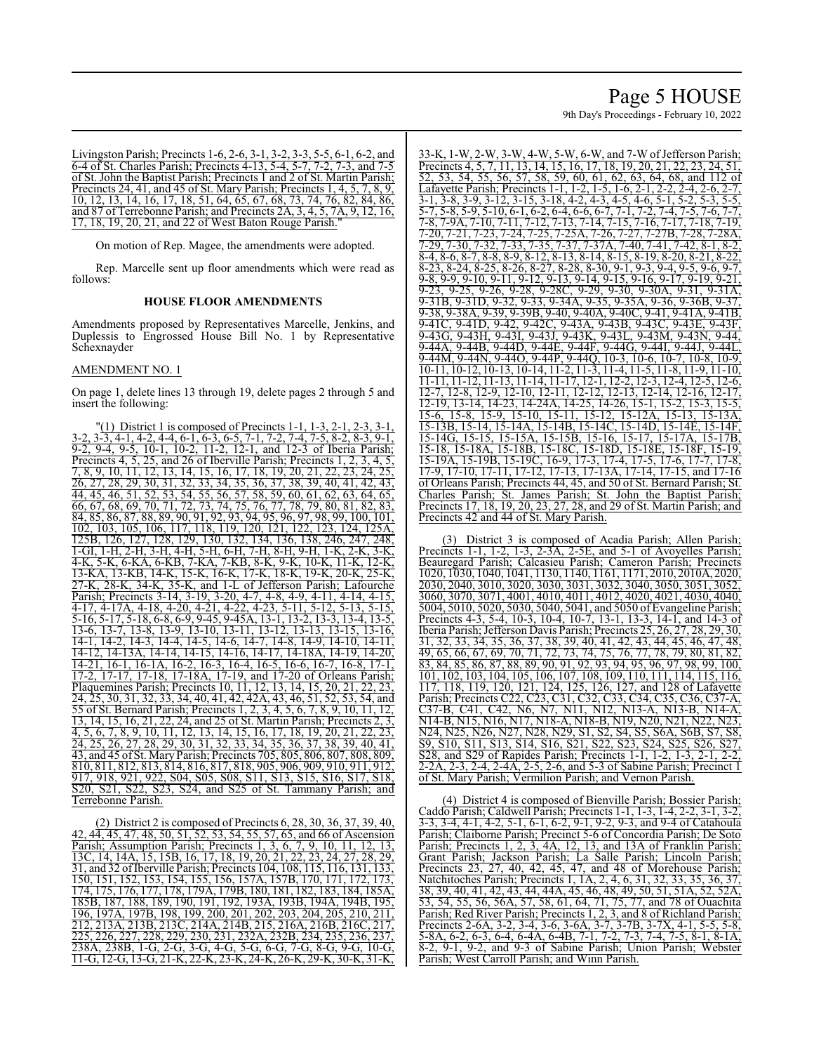Livingston Parish; Precincts 1-6, 2-6, 3-1, 3-2, 3-3, 5-5, 6-1, 6-2, and 6-4 of St. Charles Parish; Precincts 4-13, 5-4, 5-7, 7-2, 7-3, and 7-5 of St. John the Baptist Parish; Precincts 1 and 2 of St. Martin Parish; Precincts 24, 41, and 45 of St. Mary Parish; Precincts 1, 4, 5, 7, 8, 9, 10, 12, 13, 14, 16, 17, 18, 51, 64, 65, 67, 68, 73, 74, 76, 82, 84, 86, and 87 of Terrebonne Parish; and Precincts 2A, 3, 4, 5, 7A, 9, 12, 16, 17, 18, 19, 20, 21, and 22 of West Baton Rouge Parish."

On motion of Rep. Magee, the amendments were adopted.

Rep. Marcelle sent up floor amendments which were read as follows:

**HOUSE FLOOR AMENDMENTS**

Amendments proposed by Representatives Marcelle, Jenkins, and Duplessis to Engrossed House Bill No. 1 by Representative Schexnayder

AMENDMENT NO. 1

On page 1, delete lines 13 through 19, delete pages 2 through 5 and insert the following:

"(1) District 1 is composed of Precincts 1-1, 1-3, 2-1, 2-3, 3-1, 3-2, 3-3, 4-1, 4-2, 4-4, 6-1, 6-3, 6-5, 7-1, 7-2, 7-4, 7-5, 8-2, 8-3, 9-1, 9-2, 9-4, 9-5, 10-1, 10-2, 11-2, 12-1, and 12-3 of Iberia Parish; Precincts 4, 5, 25, and 26 of Iberville Parish; Precincts 1, 2, 3, 4, 5, 7, 8, 9, 10, 11, 12, 13, 14, 15, 16, 17, 18, 19, 20, 21, 22, 23, 24, 25, 26, 27, 28, 29, 30, 31, 32, 33, 34, 35, 36, 37, 38, 39, 40, 41, 42, 43, 44, 45, 46, 51, 52, 53, 54, 55, 56, 57, 58, 59, 60, 61, 62, 63, 64, 65, 66, 67, 68, 69, 70, 71, 72, 73, 74, 75, 76, 77, 78, 79, 80, 81, 82, 83, 84, 85, 86, 87, 88, 89, 90, 91, 92, 93, 94, 95, 96, 97, 98, 99, 100, 101, 102, 103, 105, 106, 117, 118, 119, 120, 121, 122, 123, 124, 125A, 125B, 126, 127, 128, 129, 130, 132, 134, 136, 138, 246, 247, 248, 1-GI, 1-H, 2-H, 3-H, 4-H, 5-H, 6-H, 7-H, 8-H, 9-H, 1-K, 2-K, 3-K, 4-K, 5-K, 6-KA, 6-KB, 7-KA, 7-KB, 8-K, 9-K, 10-K, 11-K, 12-K, 13-KA, 13-KB, 14-K, 15-K, 16-K, 17-K, 18-K, 19-K, 20-K, 25-K, 27-K, 28-K, 34-K, 35-K, and 1-L of Jefferson Parish; Lafourche Parish; Precincts 3-14, 3-19, 3-20, 4-7, 4-8, 4-9, 4-11, 4-14, 4-15, 4-17, 4-17A, 4-18, 4-20, 4-21, 4-22, 4-23, 5-11, 5-12, 5-13, 5-15, 5-16, 5-17, 5-18, 6-8, 6-9, 9-45, 9-45A, 13-1, 13-2, 13-3, 13-4, 13-5, 13-6, 13-7, 13-8, 13-9, 13-10, 13-11, 13-12, 13-13, 13-15, 13-16, 14-1, 14-2, 14-3, 14-4, 14-5, 14-6, 14-7, 14-8, 14-9, 14-10, 14-11, 14-12, 14-13A, 14-14, 14-15, 14-16, 14-17, 14-18A, 14-19, 14-20, 14-21, 16-1, 16-1A, 16-2, 16-3, 16-4, 16-5, 16-6, 16-7, 16-8, 17-1, 17-2, 17-17, 17-18, 17-18A, 17-19, and 17-20 of Orleans Parish; Plaquemines Parish; Precincts 10, 11, 12, 13, 14, 15, 20, 21, 22, 23, 24, 25, 30, 31, 32, 33, 34, 40, 41, 42, 42A, 43, 46, 51, 52, 53, 54, and 55 of St. Bernard Parish; Precincts 1, 2, 3, 4, 5, 6, 7, 8, 9, 10, 11, 12, 13, 14, 15, 16, 21, 22, 24, and 25 of St. Martin Parish; Precincts 2, 3, 4, 5, 6, 7, 8, 9, 10, 11, 12, 13, 14, 15, 16, 17, 18, 19, 20, 21, 22, 23, 24, 25, 26, 27, 28, 29, 30, 31, 32, 33, 34, 35, 36, 37, 38, 39, 40, 41, 43, and 45 of St. Mary Parish; Precincts 705, 805, 806, 807, 808, 809, 810, 811, 812, 813, 814, 816, 817, 818, 905, 906, 909, 910, 911, 912, 917, 918, 921, 922, S04, S05, S08, S11, S13, S15, S16, S17, S18, S20, S21, S22, S23, S24, and S25 of St. Tammany Parish; and Terrebonne Parish.

(2) District 2 is composed of Precincts 6, 28, 30, 36, 37, 39, 40, 42, 44, 45, 47, 48, 50, 51, 52, 53, 54, 55, 57, 65, and 66 of Ascension Parish; Assumption Parish; Precincts 1, 3, 6, 7, 9, 10, 11, 12, 13, 13C, 14, 14A, 15, 15B, 16, 17, 18, 19, 20, 21, 22, 23, 24, 27, 28, 29, 31, and 32 of Iberville Parish; Precincts 104, 108, 115, 116, 131, 133, 150, 151, 152, 153, 154, 155, 156, 157A, 157B, 170, 171, 172, 173, 174, 175, 176, 177, 178, 179A, 179B, 180, 181, 182, 183, 184, 185A, 185B, 187, 188, 189, 190, 191, 192, 193A, 193B, 194A, 194B, 195, 196, 197A, 197B, 198, 199, 200, 201, 202, 203, 204, 205, 210, 211, 212, 213A, 213B, 213C, 214A, 214B, 215, 216A, 216B, 216C, 217, 225, 226, 227, 228, 229, 230, 231, 232A, 232B, 234, 235, 236, 237, 238A, 238B, 1-G, 2-G, 3-G, 4-G, 5-G, 6-G, 7-G, 8-G, 9-G, 10-G, 11-G, 12-G, 13-G, 21-K, 22-K, 23-K, 24-K, 26-K, 29-K, 30-K, 31-K, 33-K, 1-W, 2-W, 3-W, 4-W, 5-W, 6-W, and 7-W of Jefferson Parish; Precincts 4, 5, 7, 11, 13, 14, 15, 16, 17, 18, 19, 20, 21, 22, 23, 24, 51, 52, 53, 54, 55, 56, 57, 58, 59, 60, 61, 62, 63, 64, 68, and 112 of Lafayette Parish; Precincts 1-1, 1-2, 1-5, 1-6, 2-1, 2-2, 2-4, 2-6, 2-7, 3-1, 3-8, 3-9, 3-12, 3-15, 3-18, 4-2, 4-3, 4-5, 4-6, 5-1, 5-2, 5-3, 5-5, 5-7, 5-8, 5-9, 5-10, 6-1, 6-2, 6-4, 6-6, 6-7, 7-1, 7-2, 7-4, 7-5, 7-6, 7-7, 7-8, 7-9A, 7-10, 7-11, 7-12, 7-13, 7-14, 7-15, 7-16, 7-17, 7-18, 7-19, 7-20, 7-21, 7-23, 7-24, 7-25, 7-25A, 7-26, 7-27, 7-27B, 7-28, 7-28A, 7-29, 7-30, 7-32, 7-33, 7-35, 7-37, 7-37A, 7-40, 7-41, 7-42, 8-1, 8-2, 8-4, 8-6, 8-7, 8-8, 8-9, 8-12, 8-13, 8-14, 8-15, 8-19, 8-20, 8-21, 8-22, 8-23, 8-24, 8-25, 8-26, 8-27, 8-28, 8-30, 9-1, 9-3, 9-4, 9-5, 9-6, 9-7, 9-8, 9-9, 9-10, 9-11, 9-12, 9-13, 9-14, 9-15, 9-16, 9-17, 9-19, 9-21, 9-23, 9-25, 9-26, 9-28, 9-28C, 9-29, 9-30, 9-30A, 9-31, 9-31A, 9-31B, 9-31D, 9-32, 9-33, 9-34A, 9-35, 9-35A, 9-36, 9-36B, 9-37, 9-38, 9-38A, 9-39, 9-39B, 9-40, 9-40A, 9-40C, 9-41, 9-41A, 9-41B, 9-41C, 9-41D, 9-42, 9-42C, 9-43A, 9-43B, 9-43C, 9-43E, 9-43F, 9-43G, 9-43H, 9-43I, 9-43J, 9-43K, 9-43L, 9-43M, 9-43N, 9-44, 9-44A, 9-44B, 9-44D, 9-44E, 9-44F, 9-44G, 9-44I, 9-44J, 9-44L, 9-44M, 9-44N, 9-44O, 9-44P, 9-44Q, 10-3, 10-6, 10-7, 10-8, 10-9, 10-11, 10-12, 10-13, 10-14, 11-2, 11-3, 11-4, 11-5, 11-8, 11-9, 11-10, 11-11, 11-12, 11-13, 11-14, 11-17, 12-1, 12-2, 12-3, 12-4, 12-5, 12-6, 12-7, 12-8, 12-9, 12-10, 12-11, 12-12, 12-13, 12-14, 12-16, 12-17, 12-19, 13-14, 14-23, 14-24A, 14-25, 14-26, 15-1, 15-2, 15-3, 15-5, 15-6, 15-8, 15-9, 15-10, 15-11, 15-12, 15-12A, 15-13, 15-13A, 15-13B, 15-14, 15-14A, 15-14B, 15-14C, 15-14D, 15-14E, 15-14F, 15-14G, 15-15, 15-15A, 15-15B, 15-16, 15-17, 15-17A, 15-17B, 15-18, 15-18A, 15-18B, 15-18C, 15-18D, 15-18E, 15-18F, 15-19, 15-19A, 15-19B, 15-19C, 16-9, 17-3, 17-4, 17-5, 17-6, 17-7, 17-8, 17-9, 17-10, 17-11, 17-12, 17-13, 17-13A, 17-14, 17-15, and 17-16 of Orleans Parish; Precincts 44, 45, and 50 of St. Bernard Parish; St. Charles Parish; St. James Parish; St. John the Baptist Parish; Precincts 17, 18, 19, 20, 23, 27, 28, and 29 of St. Martin Parish; and Precincts 42 and 44 of St. Mary Parish.

(3) District 3 is composed of Acadia Parish; Allen Parish; Precincts 1-1, 1-2, 1-3, 2-3A, 2-5E, and 5-1 of Avoyelles Parish; Beauregard Parish; Calcasieu Parish; Cameron Parish; Precincts 1020, 1030, 1040, 1041, 1130, 1140, 1161, 1171, 2010, 2010A, 2020, 2030, 2040, 3010, 3020, 3030, 3031, 3032, 3040, 3050, 3051, 3052, 3060, 3070, 3071, 4001, 4010, 4011, 4012, 4020, 4021, 4030, 4040, 5004, 5010, 5020, 5030, 5040, 5041, and 5050 of Evangeline Parish; Precincts 4-3, 5-4, 10-3, 10-4, 10-7, 13-1, 13-3, 14-1, and 14-3 of Iberia Parish; Jefferson Davis Parish; Precincts 25, 26, 27, 28, 29, 30, 31, 32, 33, 34, 35, 36, 37, 38, 39, 40, 41, 42, 43, 44, 45, 46, 47, 48, 49, 65, 66, 67, 69, 70, 71, 72, 73, 74, 75, 76, 77, 78, 79, 80, 81, 82, 83, 84, 85, 86, 87, 88, 89, 90, 91, 92, 93, 94, 95, 96, 97, 98, 99, 100, 101, 102, 103, 104, 105, 106, 107, 108, 109, 110, 111, 114, 115, 116, 117, 118, 119, 120, 121, 124, 125, 126, 127, and 128 of Lafayette Parish; Precincts C22, C23, C31, C32, C33, C34, C35, C36, C37-A, C37-B, C41, C42, N6, N7, N11, N12, N13-A, N13-B, N14-A, N14-B, N15, N16, N17, N18-A, N18-B, N19, N20, N21, N22, N23, N24, N25, N26, N27, N28, N29, S1, S2, S4, S5, S6A, S6B, S7, S8, S9, S10, S11, S13, S14, S16, S21, S22, S23, S24, S25, S26, S27, S28, and S29 of Rapides Parish; Precincts 1-1, 1-2, 1-3, 2-1, 2-2, 2-2A, 2-3, 2-4, 2-4A, 2-5, 2-6, and 5-3 of Sabine Parish; Precinct 1 of St. Mary Parish; Vermilion Parish; and Vernon Parish.

(4) District 4 is composed of Bienville Parish; Bossier Parish; Caddo Parish; Caldwell Parish; Precincts 1-1, 1-3, 1-4, 2-2, 3-1, 3-2, 3-3, 3-4, 4-1, 4-2, 5-1, 6-1, 6-2, 9-1, 9-2, 9-3, and 9-4 of Catahoula Parish; Claiborne Parish; Precinct 5-6 of Concordia Parish; De Soto Parish; Precincts 1, 2, 3, 4A, 12, 13, and 13A of Franklin Parish; Grant Parish; Jackson Parish; La Salle Parish; Lincoln Parish; Precincts 23, 27, 40, 42, 45, 47, and 48 of Morehouse Parish; Natchitoches Parish; Precincts 1, 1A, 2, 4, 6, 31, 32, 33, 35, 36, 37, 38, 39, 40, 41, 42, 43, 44, 44A, 45, 46, 48, 49, 50, 51, 51A, 52, 52A, 53, 54, 55, 56, 56A, 57, 58, 61, 64, 71, 75, 77, and 78 of Ouachita Parish; Red River Parish; Precincts 1, 2, 3, and 8 of Richland Parish; Precincts 2-6A, 3-2, 3-4, 3-6, 3-6A, 3-7, 3-7B, 3-7X, 4-1, 5-5, 5-8, 5-8A, 6-2, 6-3, 6-4, 6-4A, 6-4B, 7-1, 7-2, 7-3, 7-4, 7-5, 8-1, 8-1A, 8-2, 9-1, 9-2, and 9-3 of Sabine Parish; Union Parish; Webster Parish; West Carroll Parish; and Winn Parish.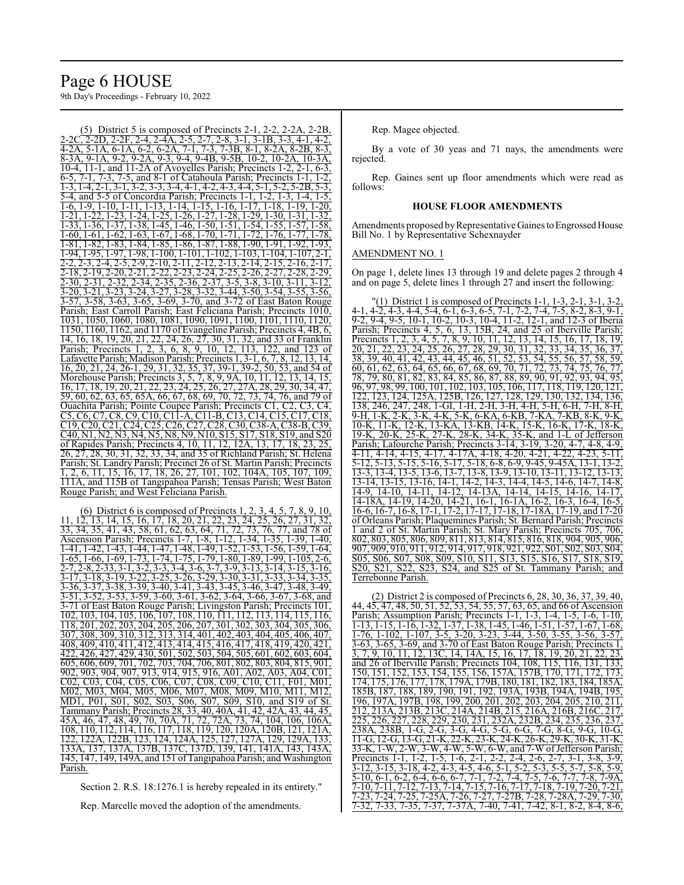(5) District 5 is composed of Precincts 2-1, 2-2, 2-2A, 2-2B, 2-2C, 2-2D, 2-2F, 2-4, 2-4A, 2-5, 2-7, 2-8, 3-1, 3-1B, 3-3, 4-1, 4-2, 4-2A, 5-1A, 6-1A, 6-2, 6-2A, 7-1, 7-3, 7-3B, 8-1, 8-2A, 8-2B, 8-3, 8-3A, 9-1A, 9-2, 9-2A, 9-3, 9-4, 9-4B, 9-5B, 10-2, 10-2A, 10-3A, 10-4, 11-1, and 11-2A of Avoyelles Parish; Precincts 1-2, 2-1, 6-3, 6-5, 7-1, 7-3, 7-5, and 8-1 of Catahoula Parish; Precincts 1-1, 1-2, 1-3, 1-4, 2-1, 3-1, 3-2, 3-3, 3-4, 4-1, 4-2, 4-3, 4-4, 5-1, 5-2, 5-2B, 5-3, 5-4, and 5-5 of Concordia Parish; Precincts 1-1, 1-2, 1-3, 1-4, 1-5, 1-6, 1-9, 1-10, 1-11, 1-13, 1-14, 1-15, 1-16, 1-17, 1-18, 1-19, 1-20, 1-21, 1-22, 1-23, 1-24, 1-25, 1-26, 1-27, 1-28, 1-29, 1-30, 1-31, 1-32, 1-33, 1-36, 1-37, 1-38, 1-45, 1-46, 1-50, 1-51, 1-54, 1-55, 1-57, 1-58, 1-60, 1-61, 1-62, 1-63, 1-67, 1-68, 1-70, 1-71, 1-72, 1-76, 1-77, 1-78, 1-81, 1-82, 1-83, 1-84, 1-85, 1-86, 1-87, 1-88, 1-90, 1-91, 1-92, 1-93, 1-94, 1-95, 1-97, 1-98, 1-100, 1-101, 1-102, 1-103, 1-104, 1-107, 2-1, 2-2, 2-3, 2-4, 2-5, 2-9, 2-10, 2-11, 2-12, 2-13, 2-14, 2-15, 2-16, 2-17, 2-18, 2-19, 2-20, 2-21, 2-22, 2-23, 2-24, 2-25, 2-26, 2-27, 2-28, 2-29, 2-30, 2-31, 2-32, 2-34, 2-35, 2-36, 2-37, 3-5, 3-8, 3-10, 3-11, 3-12, 3-20, 3-21, 3-23, 3-24, 3-27, 3-28, 3-32, 3-44, 3-50, 3-54, 3-55, 3-56, 3-57, 3-58, 3-63, 3-65, 3-69, 3-70, and 3-72 of East Baton Rouge Parish; East Carroll Parish; East Feliciana Parish; Precincts 1010, 1031, 1050, 1060, 1080, 1081, 1090, 1091, 1100, 1101, 1110, 1120, 1150, 1160, 1162, and 1170 of Evangeline Parish; Precincts 4, 4B, 6, 14, 16, 18, 19, 20, 21, 22, 24, 26, 27, 30, 31, 32, and 33 of Franklin Parish; Precincts 1, 2, 3, 6, 8, 9, 10, 12, 113, 122, and 123 of Lafayette Parish; Madison Parish; Precincts 1, 3-1, 6, 7, 8, 12, 13, 14, 16, 20, 21, 24, 26-1, 29, 31, 32, 35, 37, 39-1, 39-2, 50, 53, and 54 of Morehouse Parish; Precincts 3, 5, 7, 8, 9, 9A, 10, 11, 12, 13, 14, 15, 16, 17, 18, 19, 20, 21, 22, 23, 24, 25, 26, 27, 27A, 28, 29, 30, 34, 47, 59, 60, 62, 63, 65, 65A, 66, 67, 68, 69, 70, 72, 73, 74, 76, and 79 of Ouachita Parish; Pointe Coupee Parish; Precincts C1, C2, C3, C4, C5, C6, C7, C8, C9, C10, C11-A, C11-B, C13, C14, C15, C17, C18, C19, C20, C21, C24, C25, C26, C27, C28, C30, C38-A, C38-B, C39, C40, N1, N2, N3, N4, N5, N8, N9, N10, S15, S17, S18, S19, and S20 of Rapides Parish; Precincts 4, 10, 11, 12, 12A, 13, 17, 18, 23, 25, 26, 27, 28, 30, 31, 32, 33, 34, and 35 of Richland Parish; St. Helena Parish; St. Landry Parish; Precinct 26 of St. Martin Parish; Precincts 1, 2, 6, 11, 15, 16, 17, 18, 26, 27, 101, 102, 104A, 105, 107, 109, 111A, and 115B of Tangipahoa Parish; Tensas Parish; West Baton Rouge Parish; and West Feliciana Parish.

(6) District 6 is composed of Precincts 1, 2, 3, 4, 5, 7, 8, 9, 10, 11, 12, 13, 14, 15, 16, 17, 18, 20, 21, 22, 23, 24, 25, 26, 27, 31, 32, 33, 34, 35, 41, 43, 58, 61, 62, 63, 64, 71, 72, 73, 76, 77, and 78 of Ascension Parish; Precincts 1-7, 1-8, 1-12, 1-34, 1-35, 1-39, 1-40, 1-41, 1-42, 1-43, 1-44, 1-47, 1-48, 1-49, 1-52, 1-53, 1-56, 1-59, 1-64, 1-65, 1-66, 1-69, 1-73, 1-74, 1-75, 1-79, 1-80, 1-89, 1-99, 1-105, 2-6, 2-7, 2-8, 2-33, 3-1, 3-2, 3-3, 3-4, 3-6, 3-7, 3-9, 3-13, 3-14, 3-15, 3-16, 3-17, 3-18, 3-19, 3-22, 3-25, 3-26, 3-29, 3-30, 3-31, 3-33, 3-34, 3-35, 3-36, 3-37, 3-38, 3-39, 3-40, 3-41, 3-43, 3-45, 3-46, 3-47, 3-48, 3-49, 3-51, 3-52, 3-53, 3-59, 3-60, 3-61, 3-62, 3-64, 3-66, 3-67, 3-68, and 3-71 of East Baton Rouge Parish; Livingston Parish; Precincts 101, 102, 103, 104, 105, 106, 107, 108, 110, 111, 112, 113, 114, 115, 116, 118, 201, 202, 203, 204, 205, 206, 207, 301, 302, 303, 304, 305, 306, 307, 308, 309, 310, 312, 313, 314, 401, 402, 403, 404, 405, 406, 407, 408, 409, 410, 411, 412, 413, 414, 415, 416, 417, 418, 419, 420, 421, 422, 426, 427, 429, 430, 501, 502, 503, 504, 505, 601, 602, 603, 604, 605, 606, 609, 701, 702, 703, 704, 706, 801, 802, 803, 804, 815, 901, 902, 903, 904, 907, 913, 914, 915, 916, A01, A02, A03, A04, C01, C02, C03, C04, C05, C06, C07, C08, C09, C10, C11, F01, M01, M02, M03, M04, M05, M06, M07, M08, M09, M10, M11, M12, MD1, P01, S01, S02, S03, S06, S07, S09, S10, and S19 of St. Tammany Parish; Precincts 28, 33, 40, 40A, 41, 42, 42A, 43, 44, 45, 45A, 46, 47, 48, 49, 70, 70A, 71, 72, 72A, 73, 74, 104, 106, 106A, 108, 110, 112, 114, 116, 117, 118, 119, 120, 120A, 120B, 121, 121A, 122, 122A, 122B, 123, 124, 124A, 125, 127, 127A, 129, 129A, 133, 133A, 137, 137A, 137B, 137C, 137D, 139, 141, 141A, 143, 143A, 145, 147, 149, 149A, and 151 of Tangipahoa Parish; and Washington Parish.

Section 2. R.S. 18:1276.1 is hereby repealed in its entirety."

Rep. Marcelle moved the adoption of the amendments.

Rep. Magee objected.

By a vote of 30 yeas and 71 nays, the amendments were rejected.

Rep. Gaines sent up floor amendments which were read as follows:

**HOUSE FLOOR AMENDMENTS**

Amendments proposed by Representative Gaines to Engrossed House Bill No. 1 by Representative Schexnayder

AMENDMENT NO. 1

On page 1, delete lines 13 through 19 and delete pages 2 through 4 and on page 5, delete lines 1 through 27 and insert the following:

"(1) District 1 is composed of Precincts 1-1, 1-3, 2-1, 3-1, 3-2, 4-1, 4-2, 4-3, 4-4, 5-4, 6-1, 6-3, 6-5, 7-1, 7-2, 7-4, 7-5, 8-2, 8-3, 9-1, 9-2, 9-4, 9-5, 10-1, 10-2, 10-3, 10-4, 11-2, 12-1, and 12-3 of Iberia Parish; Precincts 4, 5, 6, 13, 15B, 24, and 25 of Iberville Parish; Precincts 1, 2, 3, 4, 5, 7, 8, 9, 10, 11, 12, 13, 14, 15, 16, 17, 18, 19, 20, 21, 22, 23, 24, 25, 26, 27, 28, 29, 30, 31, 32, 33, 34, 35, 36, 37, 38, 39, 40, 41, 42, 43, 44, 45, 46, 51, 52, 53, 54, 55, 56, 57, 58, 59, 60, 61, 62, 63, 64, 65, 66, 67, 68, 69, 70, 71, 72, 73, 74, 75, 76, 77, 78, 79, 80, 81, 82, 83, 84, 85, 86, 87, 88, 89, 90, 91, 92, 93, 94, 95, 96, 97, 98, 99, 100, 101, 102, 103, 105, 106, 117, 118, 119, 120, 121, 122, 123, 124, 125A, 125B, 126, 127, 128, 129, 130, 132, 134, 136, 138, 246, 247, 248, 1-GI, 1-H, 2-H, 3-H, 4-H, 5-H, 6-H, 7-H, 8-H, 9-H, 1-K, 2-K, 3-K, 4-K, 5-K, 6-KA, 6-KB, 7-KA, 7-KB, 8-K, 9-K, 10-K, 11-K, 12-K, 13-KA, 13-KB, 14-K, 15-K, 16-K, 17-K, 18-K, 19-K, 20-K, 25-K, 27-K, 28-K, 34-K, 35-K, and 1-L of Jefferson Parish; Lafourche Parish; Precincts 3-14, 3-19, 3-20, 4-7, 4-8, 4-9, 4-11, 4-14, 4-15, 4-17, 4-17A, 4-18, 4-20, 4-21, 4-22, 4-23, 5-11, 5-12, 5-13, 5-15, 5-16, 5-17, 5-18, 6-8, 6-9, 9-45, 9-45A, 13-1, 13-2, 13-3, 13-4, 13-5, 13-6, 13-7, 13-8, 13-9, 13-10, 13-11, 13-12, 13-13, 13-14, 13-15, 13-16, 14-1, 14-2, 14-3, 14-4, 14-5, 14-6, 14-7, 14-8, 14-9, 14-10, 14-11, 14-12, 14-13A, 14-14, 14-15, 14-16, 14-17, 14-18A, 14-19, 14-20, 14-21, 16-1, 16-1A, 16-2, 16-3, 16-4, 16-5, 16-6, 16-7, 16-8, 17-1, 17-2, 17-17, 17-18, 17-18A, 17-19, and 17-20 of Orleans Parish; Plaquemines Parish; St. Bernard Parish; Precincts 1 and 2 of St. Martin Parish; St. Mary Parish; Precincts 705, 706, 802, 803, 805, 806, 809, 811, 813, 814, 815, 816, 818, 904, 905, 906, 907, 909, 910, 911, 912, 914, 917, 918, 921, 922, S01, S02, S03, S04, S05, S06, S07, S08, S09, S10, S11, S13, S15, S16, S17, S18, S19, S20, S21, S22, S23, S24, and S25 of St. Tammany Parish; and Terrebonne Parish.

(2) District 2 is composed of Precincts 6, 28, 30, 36, 37, 39, 40, 44, 45, 47, 48, 50, 51, 52, 53, 54, 55, 57, 63, 65, and 66 of Ascension Parish; Assumption Parish; Precincts 1-1, 1-3, 1-4, 1-5, 1-6, 1-10, 1-13, 1-15, 1-16, 1-32, 1-37, 1-38, 1-45, 1-46, 1-51, 1-57, 1-67, 1-68, 1-76, 1-102, 1-107, 3-5, 3-20, 3-23, 3-44, 3-50, 3-55, 3-56, 3-57, 3-63, 3-65, 3-69, and 3-70 of East Baton Rouge Parish; Precincts 1, 3, 7, 9, 10, 11, 12, 13C, 14, 14A, 15, 16, 17, 18, 19, 20, 21, 22, 23, and 26 of Iberville Parish; Precincts 104, 108, 115, 116, 131, 133, 150, 151, 152, 153, 154, 155, 156, 157A, 157B, 170, 171, 172, 173, 174, 175, 176, 177, 178, 179A, 179B, 180, 181, 182, 183, 184, 185A, 185B, 187, 188, 189, 190, 191, 192, 193A, 193B, 194A, 194B, 195, 196, 197A, 197B, 198, 199, 200, 201, 202, 203, 204, 205, 210, 211, 212, 213A, 213B, 213C, 214A, 214B, 215, 216A, 216B, 216C, 217, 225, 226, 227, 228, 229, 230, 231, 232A, 232B, 234, 235, 236, 237, 238A, 238B, 1-G, 2-G, 3-G, 4-G, 5-G, 6-G, 7-G, 8-G, 9-G, 10-G, 11-G, 12-G, 13-G, 21-K, 22-K, 23-K, 24-K, 26-K, 29-K, 30-K, 31-K, 33-K, 1-W, 2-W, 3-W, 4-W, 5-W, 6-W, and 7-W of Jefferson Parish; Precincts 1-1, 1-2, 1-5, 1-6, 2-1, 2-2, 2-4, 2-6, 2-7, 3-1, 3-8, 3-9, 3-12, 3-15, 3-18, 4-2, 4-3, 4-5, 4-6, 5-1, 5-2, 5-3, 5-5, 5-7, 5-8, 5-9, 5-10, 6-1, 6-2, 6-4, 6-6, 6-7, 7-1, 7-2, 7-4, 7-5, 7-6, 7-7, 7-8, 7-9A, 7-10, 7-11, 7-12, 7-13, 7-14, 7-15, 7-16, 7-17, 7-18, 7-19, 7-20, 7-21, 7-23, 7-24, 7-25, 7-25A, 7-26, 7-27, 7-27B, 7-28, 7-28A, 7-29, 7-30, 7-32, 7-33, 7-35, 7-37, 7-37A, 7-40, 7-41, 7-42, 8-1, 8-2, 8-4, 8-6,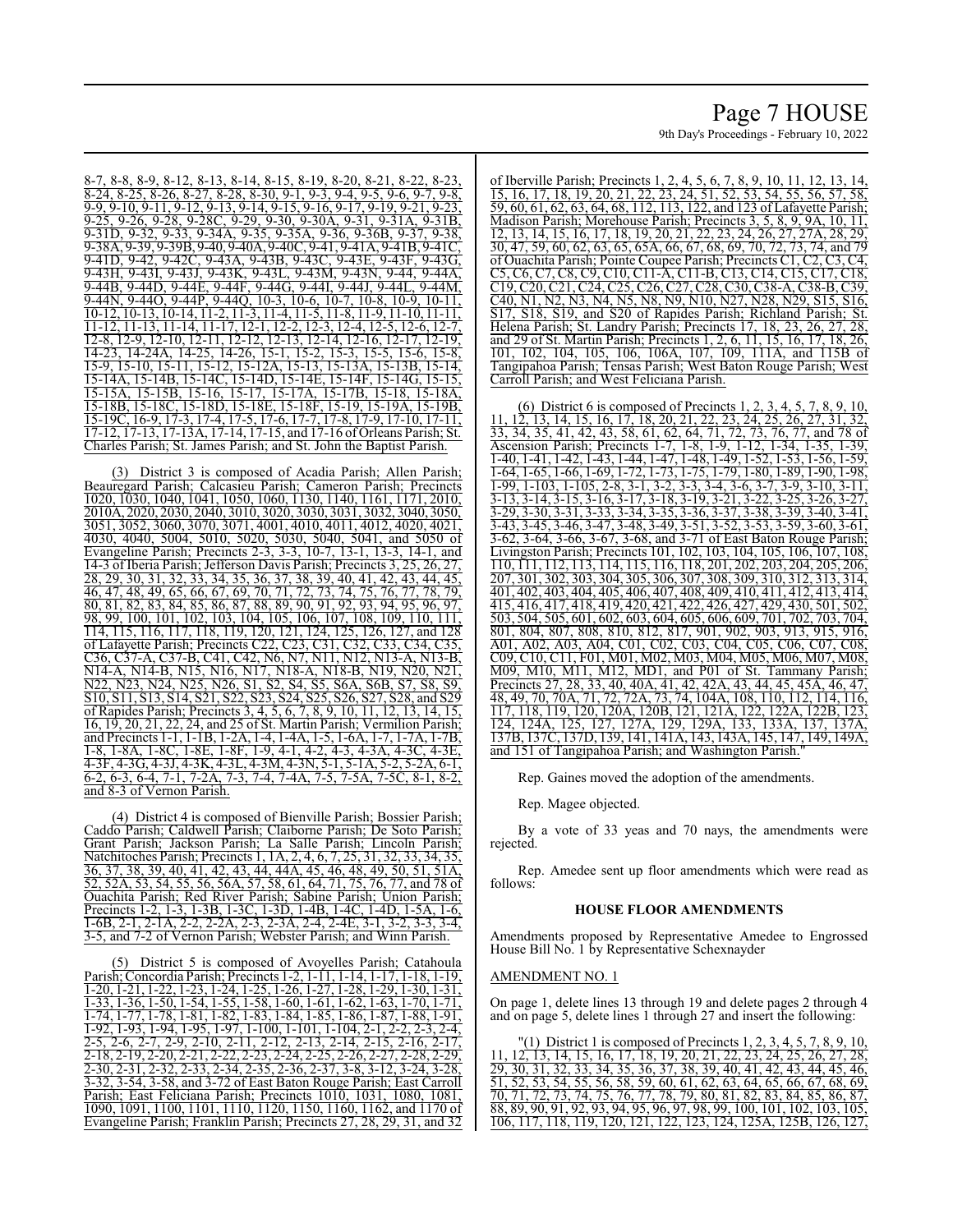8-7, 8-8, 8-9, 8-12, 8-13, 8-14, 8-15, 8-19, 8-20, 8-21, 8-22, 8-23, 8-24, 8-25, 8-26, 8-27, 8-28, 8-30, 9-1, 9-3, 9-4, 9-5, 9-6, 9-7, 9-8, 9-9, 9-10, 9-11, 9-12, 9-13, 9-14, 9-15, 9-16, 9-17, 9-19, 9-21, 9-23, 9-25, 9-26, 9-28, 9-28C, 9-29, 9-30, 9-30A, 9-31, 9-31A, 9-31B, 9-31D, 9-32, 9-33, 9-34A, 9-35, 9-35A, 9-36, 9-36B, 9-37, 9-38, 9-38A, 9-39, 9-39B, 9-40, 9-40A, 9-40C, 9-41, 9-41A, 9-41B, 9-41C, 9-41D, 9-42, 9-42C, 9-43A, 9-43B, 9-43C, 9-43E, 9-43F, 9-43G, 9-43H, 9-43I, 9-43J, 9-43K, 9-43L, 9-43M, 9-43N, 9-44, 9-44A, 9-44B, 9-44D, 9-44E, 9-44F, 9-44G, 9-44I, 9-44J, 9-44L, 9-44M, 9-44N, 9-44O, 9-44P, 9-44Q, 10-3, 10-6, 10-7, 10-8, 10-9, 10-11, 10-12, 10-13, 10-14, 11-2, 11-3, 11-4, 11-5, 11-8, 11-9, 11-10, 11-11, 11-12, 11-13, 11-14, 11-17, 12-1, 12-2, 12-3, 12-4, 12-5, 12-6, 12-7, 12-8, 12-9, 12-10, 12-11, 12-12, 12-13, 12-14, 12-16, 12-17, 12-19, 14-23, 14-24A, 14-25, 14-26, 15-1, 15-2, 15-3, 15-5, 15-6, 15-8, 15-9, 15-10, 15-11, 15-12, 15-12A, 15-13, 15-13A, 15-13B, 15-14, 15-14A, 15-14B, 15-14C, 15-14D, 15-14E, 15-14F, 15-14G, 15-15, 15-15A, 15-15B, 15-16, 15-17, 15-17A, 15-17B, 15-18, 15-18A, 15-18B, 15-18C, 15-18D, 15-18E, 15-18F, 15-19, 15-19A, 15-19B, 15-19C, 16-9, 17-3, 17-4, 17-5, 17-6, 17-7, 17-8, 17-9, 17-10, 17-11, 17-12, 17-13, 17-13A, 17-14, 17-15, and 17-16 of Orleans Parish; St. Charles Parish; St. James Parish; and St. John the Baptist Parish.

(3) District 3 is composed of Acadia Parish; Allen Parish; Beauregard Parish; Calcasieu Parish; Cameron Parish; Precincts 1020, 1030, 1040, 1041, 1050, 1060, 1130, 1140, 1161, 1171, 2010, 2010A, 2020, 2030, 2040, 3010, 3020, 3030, 3031, 3032, 3040, 3050, 3051, 3052, 3060, 3070, 3071, 4001, 4010, 4011, 4012, 4020, 4021, 4030, 4040, 5004, 5010, 5020, 5030, 5040, 5041, and 5050 of Evangeline Parish; Precincts 2-3, 3-3, 10-7, 13-1, 13-3, 14-1, and 14-3 of Iberia Parish; Jefferson Davis Parish; Precincts 3, 25, 26, 27, 28, 29, 30, 31, 32, 33, 34, 35, 36, 37, 38, 39, 40, 41, 42, 43, 44, 45, 46, 47, 48, 49, 65, 66, 67, 69, 70, 71, 72, 73, 74, 75, 76, 77, 78, 79, 80, 81, 82, 83, 84, 85, 86, 87, 88, 89, 90, 91, 92, 93, 94, 95, 96, 97, 98, 99, 100, 101, 102, 103, 104, 105, 106, 107, 108, 109, 110, 111, 114, 115, 116, 117, 118, 119, 120, 121, 124, 125, 126, 127, and 128 of Lafayette Parish; Precincts C22, C23, C31, C32, C33, C34, C35, C36, C37-A, C37-B, C41, C42, N6, N7, N11, N12, N13-A, N13-B, N14-A, N14-B, N15, N16, N17, N18-A, N18-B, N19, N20, N21, N22, N23, N24, N25, N26, S1, S2, S4, S5, S6A, S6B, S7, S8, S9, S10, S11, S13, S14, S21, S22, S23, S24, S25, S26, S27, S28, and S29 of Rapides Parish; Precincts 3, 4, 5, 6, 7, 8, 9, 10, 11, 12, 13, 14, 15, 16, 19, 20, 21, 22, 24, and 25 of St. Martin Parish; Vermilion Parish; and Precincts 1-1, 1-1B, 1-2A, 1-4, 1-4A, 1-5, 1-6A, 1-7, 1-7A, 1-7B, 1-8, 1-8A, 1-8C, 1-8E, 1-8F, 1-9, 4-1, 4-2, 4-3, 4-3A, 4-3C, 4-3E, 4-3F, 4-3G, 4-3J, 4-3K, 4-3L, 4-3M, 4-3N, 5-1, 5-1A, 5-2, 5-2A, 6-1, 6-2, 6-3, 6-4, 7-1, 7-2A, 7-3, 7-4, 7-4A, 7-5, 7-5A, 7-5C, 8-1, 8-2, and 8-3 of Vernon Parish.

(4) District 4 is composed of Bienville Parish; Bossier Parish; Caddo Parish; Caldwell Parish; Claiborne Parish; De Soto Parish; Grant Parish; Jackson Parish; La Salle Parish; Lincoln Parish; Natchitoches Parish; Precincts 1, 1A, 2, 4, 6, 7, 25, 31, 32, 33, 34, 35, 36, 37, 38, 39, 40, 41, 42, 43, 44, 44A, 45, 46, 48, 49, 50, 51, 51A, 52, 52A, 53, 54, 55, 56, 56A, 57, 58, 61, 64, 71, 75, 76, 77, and 78 of Ouachita Parish; Red River Parish; Sabine Parish; Union Parish; Precincts 1-2, 1-3, 1-3B, 1-3C, 1-3D, 1-4B, 1-4C, 1-4D, 1-5A, 1-6, 1-6B, 2-1, 2-1A, 2-2, 2-2A, 2-3, 2-3A, 2-4, 2-4E, 3-1, 3-2, 3-3, 3-4, 3-5, and 7-2 of Vernon Parish; Webster Parish; and Winn Parish.

(5) District 5 is composed of Avoyelles Parish; Catahoula Parish; Concordia Parish; Precincts 1-2, 1-11, 1-14, 1-17, 1-18, 1-19, 1-20, 1-21, 1-22, 1-23, 1-24, 1-25, 1-26, 1-27, 1-28, 1-29, 1-30, 1-31, 1-33, 1-36, 1-50, 1-54, 1-55, 1-58, 1-60, 1-61, 1-62, 1-63, 1-70, 1-71, 1-74, 1-77, 1-78, 1-81, 1-82, 1-83, 1-84, 1-85, 1-86, 1-87, 1-88, 1-91, 1-92, 1-93, 1-94, 1-95, 1-97, 1-100, 1-101, 1-104, 2-1, 2-2, 2-3, 2-4, 2-5, 2-6, 2-7, 2-9, 2-10, 2-11, 2-12, 2-13, 2-14, 2-15, 2-16, 2-17, 2-18, 2-19, 2-20, 2-21, 2-22, 2-23, 2-24, 2-25, 2-26, 2-27, 2-28, 2-29, 2-30, 2-31, 2-32, 2-33, 2-34, 2-35, 2-36, 2-37, 3-8, 3-12, 3-24, 3-28, 3-32, 3-54, 3-58, and 3-72 of East Baton Rouge Parish; East Carroll Parish; East Feliciana Parish; Precincts 1010, 1031, 1080, 1081, 1090, 1091, 1100, 1101, 1110, 1120, 1150, 1160, 1162, and 1170 of Evangeline Parish; Franklin Parish; Precincts 27, 28, 29, 31, and 32 of Iberville Parish; Precincts 1, 2, 4, 5, 6, 7, 8, 9, 10, 11, 12, 13, 14, 15, 16, 17, 18, 19, 20, 21, 22, 23, 24, 51, 52, 53, 54, 55, 56, 57, 58, 59, 60, 61, 62, 63, 64, 68, 112, 113, 122, and 123 of Lafayette Parish; Madison Parish; Morehouse Parish; Precincts 3, 5, 8, 9, 9A, 10, 11, 12, 13, 14, 15, 16, 17, 18, 19, 20, 21, 22, 23, 24, 26, 27, 27A, 28, 29, 30, 47, 59, 60, 62, 63, 65, 65A, 66, 67, 68, 69, 70, 72, 73, 74, and 79 of Ouachita Parish; Pointe Coupee Parish; Precincts C1, C2, C3, C4, C5, C6, C7, C8, C9, C10, C11-A, C11-B, C13, C14, C15, C17, C18, C19, C20, C21, C24, C25, C26, C27, C28, C30, C38-A, C38-B, C39, C40, N1, N2, N3, N4, N5, N8, N9, N10, N27, N28, N29, S15, S16, S17, S18, S19, and S20 of Rapides Parish; Richland Parish; St. Helena Parish; St. Landry Parish; Precincts 17, 18, 23, 26, 27, 28, and 29 of St. Martin Parish; Precincts 1, 2, 6, 11, 15, 16, 17, 18, 26, 101, 102, 104, 105, 106, 106A, 107, 109, 111A, and 115B of Tangipahoa Parish; Tensas Parish; West Baton Rouge Parish; West Carroll Parish; and West Feliciana Parish.

(6) District 6 is composed of Precincts 1, 2, 3, 4, 5, 7, 8, 9, 10, 11, 12, 13, 14, 15, 16, 17, 18, 20, 21, 22, 23, 24, 25, 26, 27, 31, 32, 33, 34, 35, 41, 42, 43, 58, 61, 62, 64, 71, 72, 73, 76, 77, and 78 of Ascension Parish; Precincts 1-7, 1-8, 1-9, 1-12, 1-34, 1-35, 1-39, 1-40, 1-41, 1-42, 1-43, 1-44, 1-47, 1-48, 1-49, 1-52, 1-53, 1-56, 1-59, 1-64, 1-65, 1-66, 1-69, 1-72, 1-73, 1-75, 1-79, 1-80, 1-89, 1-90, 1-98, 1-99, 1-103, 1-105, 2-8, 3-1, 3-2, 3-3, 3-4, 3-6, 3-7, 3-9, 3-10, 3-11, 3-13, 3-14, 3-15, 3-16, 3-17, 3-18, 3-19, 3-21, 3-22, 3-25, 3-26, 3-27, 3-29, 3-30, 3-31, 3-33, 3-34, 3-35, 3-36, 3-37, 3-38, 3-39, 3-40, 3-41, 3-43, 3-45, 3-46, 3-47, 3-48, 3-49, 3-51, 3-52, 3-53, 3-59, 3-60, 3-61, 3-62, 3-64, 3-66, 3-67, 3-68, and 3-71 of East Baton Rouge Parish; Livingston Parish; Precincts 101, 102, 103, 104, 105, 106, 107, 108, 110, 111, 112, 113, 114, 115, 116, 118, 201, 202, 203, 204, 205, 206, 207, 301, 302, 303, 304, 305, 306, 307, 308, 309, 310, 312, 313, 314, 401, 402, 403, 404, 405, 406, 407, 408, 409, 410, 411, 412, 413, 414, 415, 416, 417, 418, 419, 420, 421, 422, 426, 427, 429, 430, 501, 502, 503, 504, 505, 601, 602, 603, 604, 605, 606, 609, 701, 702, 703, 704, 801, 804, 807, 808, 810, 812, 817, 901, 902, 903, 913, 915, 916, A01, A02, A03, A04, C01, C02, C03, C04, C05, C06, C07, C08, C09, C10, C11, F01, M01, M02, M03, M04, M05, M06, M07, M08, M09, M10, M11, M12, MD1, and P01 of St. Tammany Parish; Precincts 27, 28, 33, 40, 40A, 41, 42, 42A, 43, 44, 45, 45A, 46, 47, 48, 49, 70, 70A, 71, 72, 72A, 73, 74, 104A, 108, 110, 112, 114, 116, 117, 118, 119, 120, 120A, 120B, 121, 121A, 122, 122A, 122B, 123, 124, 124A, 125, 127, 127A, 129, 129A, 133, 133A, 137, 137A, 137B, 137C, 137D, 139, 141, 141A, 143, 143A, 145, 147, 149, 149A, and 151 of Tangipahoa Parish; and Washington Parish."

Rep. Gaines moved the adoption of the amendments.

Rep. Magee objected.

By a vote of 33 yeas and 70 nays, the amendments were rejected.

Rep. Amedee sent up floor amendments which were read as follows:

#### HOUSE FLOOR AMENDMENTS

Amendments proposed by Representative Amedee to Engrossed House Bill No. 1 by Representative Schexnayder

AMENDMENT NO. 1

On page 1, delete lines 13 through 19 and delete pages 2 through 4 and on page 5, delete lines 1 through 27 and insert the following:

"(1) District 1 is composed of Precincts 1, 2, 3, 4, 5, 7, 8, 9, 10, 11, 12, 13, 14, 15, 16, 17, 18, 19, 20, 21, 22, 23, 24, 26, 27, 28, 29, 30, 31, 32, 33, 34, 35, 36, 37, 38, 39, 40, 41, 42, 43, 44, 45, 46, 51, 52, 53, 54, 55, 56, 58, 59, 60, 61, 62, 63, 64, 65, 66, 67, 68, 69, 70, 71, 72, 73, 74, 75, 76, 77, 78, 79, 80, 81, 82, 83, 84, 85, 86, 87, 88, 89, 90, 91, 92, 93, 94, 95, 96, 97, 98, 99, 100, 101, 102, 103, 105, 106, 117, 118, 119, 120, 121, 122, 123, 124, 125A, 125B, 126, 127,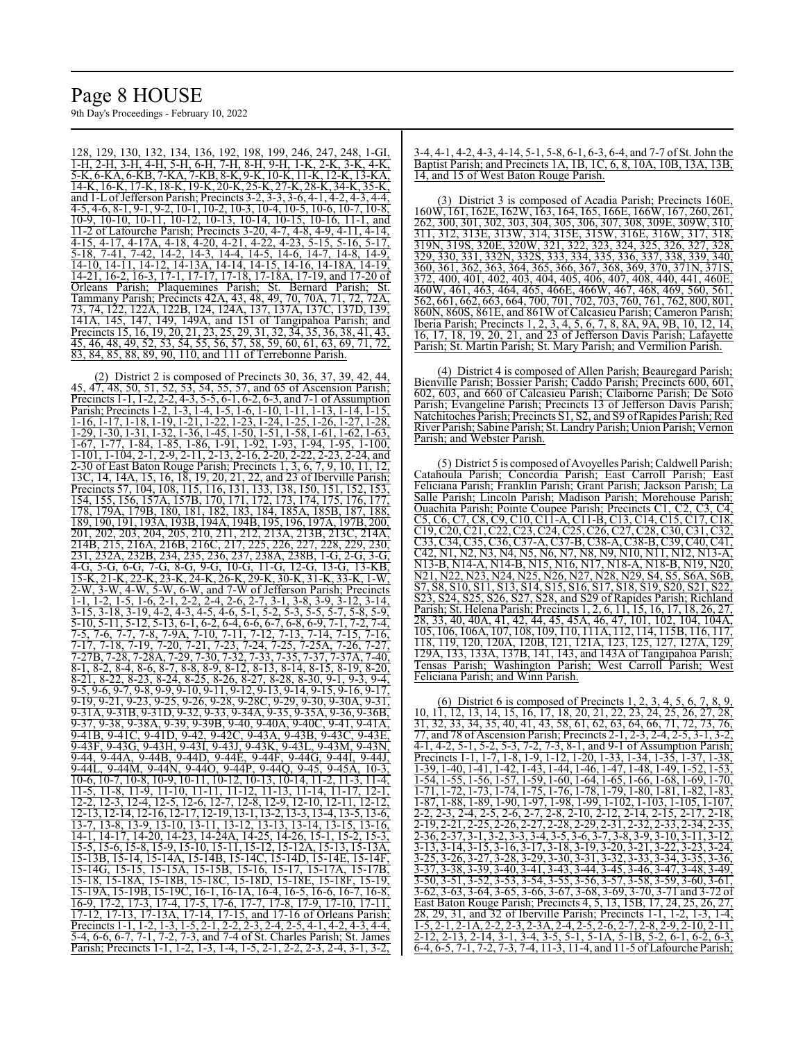128, 129, 130, 132, 134, 136, 192, 198, 199, 246, 247, 248, 1-GI, 1-H, 2-H, 3-H, 4-H, 5-H, 6-H, 7-H, 8-H, 9-H, 1-K, 2-K, 3-K, 4-K, 5-K, 6-KA, 6-KB, 7-KA, 7-KB, 8-K, 9-K, 10-K, 11-K, 12-K, 13-KA, 14-K, 16-K, 17-K, 18-K, 19-K, 20-K, 25-K, 27-K, 28-K, 34-K, 35-K, and 1-L of Jefferson Parish; Precincts 3-2, 3-3, 3-6, 4-1, 4-2, 4-3, 4-4, 4-5, 4-6, 8-1, 9-1, 9-2, 10-1, 10-2, 10-3, 10-4, 10-5, 10-6, 10-7, 10-8, 10-9, 10-10, 10-11, 10-12, 10-13, 10-14, 10-15, 10-16, 11-1, and 11-2 of Lafourche Parish; Precincts 3-20, 4-7, 4-8, 4-9, 4-11, 4-14, 4-15, 4-17, 4-17A, 4-18, 4-20, 4-21, 4-22, 4-23, 5-15, 5-16, 5-17, 5-18, 7-41, 7-42, 14-2, 14-3, 14-4, 14-5, 14-6, 14-7, 14-8, 14-9, 14-10, 14-11, 14-12, 14-13A, 14-14, 14-15, 14-16, 14-18A, 14-19, 14-21, 16-2, 16-3, 17-1, 17-17, 17-18, 17-18A, 17-19, and 17-20 of Orleans Parish; Plaquemines Parish; St. Bernard Parish; St. Tammany Parish; Precincts 42A, 43, 48, 49, 70, 70A, 71, 72, 72A, 73, 74, 122, 122A, 122B, 124, 124A, 137, 137A, 137C, 137D, 139, 141A, 145, 147, 149, 149A, and 151 of Tangipahoa Parish; and Precincts 15, 16, 19, 20, 21, 23, 25, 29, 31, 32, 34, 35, 36, 38, 41, 43, 45, 46, 48, 49, 52, 53, 54, 55, 56, 57, 58, 59, 60, 61, 63, 69, 71, 72, 83, 84, 85, 88, 89, 90, 110, and 111 of Terrebonne Parish.

(2) District 2 is composed of Precincts 30, 36, 37, 39, 42, 44, 45, 47, 48, 50, 51, 52, 53, 54, 55, 57, and 65 of Ascension Parish; Precincts 1-1, 1-2, 2-2, 4-3, 5-5, 6-1, 6-2, 6-3, and 7-1 of Assumption Parish; Precincts 1-2, 1-3, 1-4, 1-5, 1-6, 1-10, 1-11, 1-13, 1-14, 1-15, 1-16, 1-17, 1-18, 1-19, 1-21, 1-22, 1-23, 1-24, 1-25, 1-26, 1-27, 1-28, 1-29, 1-30, 1-31, 1-32, 1-36, 1-45, 1-50, 1-51, 1-58, 1-61, 1-62, 1-63, 1-67, 1-77, 1-84, 1-85, 1-86, 1-91, 1-92, 1-93, 1-94, 1-95, 1-100, 1-101, 1-104, 2-1, 2-9, 2-11, 2-13, 2-16, 2-20, 2-22, 2-23, 2-24, and 2-30 of East Baton Rouge Parish; Precincts 1, 3, 6, 7, 9, 10, 11, 12, 13C, 14, 14A, 15, 16, 18, 19, 20, 21, 22, and 23 of Iberville Parish; Precincts 57, 104, 108, 115, 116, 131, 133, 138, 150, 151, 152, 153, 154, 155, 156, 157A, 157B, 170, 171, 172, 173, 174, 175, 176, 177, 178, 179A, 179B, 180, 181, 182, 183, 184, 185A, 185B, 187, 188, 189, 190, 191, 193A, 193B, 194A, 194B, 195, 196, 197A, 197B, 200, 201, 202, 203, 204, 205, 210, 211, 212, 213A, 213B, 213C, 214A, 214B, 215, 216A, 216B, 216C, 217, 225, 226, 227, 228, 229, 230, 231, 232A, 232B, 234, 235, 236, 237, 238A, 238B, 1-G, 2-G, 3-G, 4-G, 5-G, 6-G, 7-G, 8-G, 9-G, 10-G, 11-G, 12-G, 13-G, 13-KB, 15-K, 21-K, 22-K, 23-K, 24-K, 26-K, 29-K, 30-K, 31-K, 33-K, 1-W, 2-W, 3-W, 4-W, 5-W, 6-W, and 7-W of Jefferson Parish; Precincts 1-1, 1-2, 1-5, 1-6, 2-1, 2-2, 2-4, 2-6, 2-7, 3-1, 3-8, 3-9, 3-12, 3-14, 3-15, 3-18, 3-19, 4-2, 4-3, 4-5, 4-6, 5-1, 5-2, 5-3, 5-5, 5-7, 5-8, 5-9, 5-10, 5-11, 5-12, 5-13, 6-1, 6-2, 6-4, 6-6, 6-7, 6-8, 6-9, 7-1, 7-2, 7-4, 7-5, 7-6, 7-7, 7-8, 7-9A, 7-10, 7-11, 7-12, 7-13, 7-14, 7-15, 7-16, 7-17, 7-18, 7-19, 7-20, 7-21, 7-23, 7-24, 7-25, 7-25A, 7-26, 7-27, 7-27B, 7-28, 7-28A, 7-29, 7-30, 7-32, 7-33, 7-35, 7-37, 7-37A, 7-40, 8-1, 8-2, 8-4, 8-6, 8-7, 8-8, 8-9, 8-12, 8-13, 8-14, 8-15, 8-19, 8-20, 8-21, 8-22, 8-23, 8-24, 8-25, 8-26, 8-27, 8-28, 8-30, 9-1, 9-3, 9-4, 9-5, 9-6, 9-7, 9-8, 9-9, 9-10, 9-11, 9-12, 9-13, 9-14, 9-15, 9-16, 9-17, 9-19, 9-21, 9-23, 9-25, 9-26, 9-28, 9-28C, 9-29, 9-30, 9-30A, 9-31, 9-31A, 9-31B, 9-31D, 9-32, 9-33, 9-34A, 9-35, 9-35A, 9-36, 9-36B, 9-37, 9-38, 9-38A, 9-39, 9-39B, 9-40, 9-40A, 9-40C, 9-41, 9-41A, 9-41B, 9-41C, 9-41D, 9-42, 9-42C, 9-43A, 9-43B, 9-43C, 9-43E, 9-43F, 9-43G, 9-43H, 9-43I, 9-43J, 9-43K, 9-43L, 9-43M, 9-43N, 9-44, 9-44A, 9-44B, 9-44D, 9-44E, 9-44F, 9-44G, 9-44I, 9-44J, 9-44L, 9-44M, 9-44N, 9-44O, 9-44P, 9-44Q, 9-45, 9-45A, 10-3, 10-6, 10-7, 10-8, 10-9, 10-11, 10-12, 10-13, 10-14, 11-2, 11-3, 11-4, 11-5, 11-8, 11-9, 11-10, 11-11, 11-12, 11-13, 11-14, 11-17, 12-1, 12-2, 12-3, 12-4, 12-5, 12-6, 12-7, 12-8, 12-9, 12-10, 12-11, 12-12, 12-13, 12-14, 12-16, 12-17, 12-19, 13-1, 13-2, 13-3, 13-4, 13-5, 13-6, 13-7, 13-8, 13-9, 13-10, 13-11, 13-12, 13-13, 13-14, 13-15, 13-16, 14-1, 14-17, 14-20, 14-23, 14-24A, 14-25, 14-26, 15-1, 15-2, 15-3, 15-5, 15-6, 15-8, 15-9, 15-10, 15-11, 15-12, 15-12A, 15-13, 15-13A, 15-13B, 15-14, 15-14A, 15-14B, 15-14C, 15-14D, 15-14E, 15-14F, 15-14G, 15-15, 15-15A, 15-15B, 15-16, 15-17, 15-17A, 15-17B, 15-18, 15-18A, 15-18B, 15-18C, 15-18D, 15-18E, 15-18F, 15-19, 15-19A, 15-19B, 15-19C, 16-1, 16-1A, 16-4, 16-5, 16-6, 16-7, 16-8, 16-9, 17-2, 17-3, 17-4, 17-5, 17-6, 17-7, 17-8, 17-9, 17-10, 17-11, 17-12, 17-13, 17-13A, 17-14, 17-15, and 17-16 of Orleans Parish; Precincts 1-1, 1-2, 1-3, 1-5, 2-1, 2-2, 2-3, 2-4, 2-5, 4-1, 4-2, 4-3, 4-4, 5-4, 6-6, 6-7, 7-1, 7-2, 7-3, and 7-4 of St. Charles Parish; St. James Parish; Precincts 1-1, 1-2, 1-3, 1-4, 1-5, 2-1, 2-2, 2-3, 2-4, 3-1, 3-2, 3-4, 4-1, 4-2, 4-3, 4-14, 5-1, 5-8, 6-1, 6-3, 6-4, and 7-7 of St. John the Baptist Parish; and Precincts 1A, 1B, 1C, 6, 8, 10A, 10B, 13A, 13B, 14, and 15 of West Baton Rouge Parish.

(3) District 3 is composed of Acadia Parish; Precincts 160E, 160W, 161, 162E, 162W, 163, 164, 165, 166E, 166W, 167, 260, 261, 262, 300, 301, 302, 303, 304, 305, 306, 307, 308, 309E, 309W, 310, 311, 312, 313E, 313W, 314, 315E, 315W, 316E, 316W, 317, 318, 319N, 319S, 320E, 320W, 321, 322, 323, 324, 325, 326, 327, 328, 329, 330, 331, 332N, 332S, 333, 334, 335, 336, 337, 338, 339, 340, 360, 361, 362, 363, 364, 365, 366, 367, 368, 369, 370, 371N, 371S, 372, 400, 401, 402, 403, 404, 405, 406, 407, 408, 440, 441, 460E, 460W, 461, 463, 464, 465, 466E, 466W, 467, 468, 469, 560, 561, 562, 661, 662, 663, 664, 700, 701, 702, 703, 760, 761, 762, 800, 801, 860N, 860S, 861E, and 861W of Calcasieu Parish; Cameron Parish; Iberia Parish; Precincts 1, 2, 3, 4, 5, 6, 7, 8, 8A, 9A, 9B, 10, 12, 14, 16, 17, 18, 19, 20, 21, and 23 of Jefferson Davis Parish; Lafayette Parish; St. Martin Parish; St. Mary Parish; and Vermilion Parish.

(4) District 4 is composed of Allen Parish; Beauregard Parish; Bienville Parish; Bossier Parish; Caddo Parish; Precincts 600, 601, 602, 603, and 660 of Calcasieu Parish; Claiborne Parish; De Soto Parish; Evangeline Parish; Precincts 13 of Jefferson Davis Parish; Natchitoches Parish; Precincts S1, S2, and S9 of Rapides Parish; Red River Parish; Sabine Parish; St. Landry Parish; Union Parish; Vernon Parish; and Webster Parish.

(5) District 5 is composed of Avoyelles Parish; Caldwell Parish; Catahoula Parish; Concordia Parish; East Carroll Parish; East Feliciana Parish; Franklin Parish; Grant Parish; Jackson Parish; La Salle Parish; Lincoln Parish; Madison Parish; Morehouse Parish; Ouachita Parish; Pointe Coupee Parish; Precincts C1, C2, C3, C4, C5, C6, C7, C8, C9, C10, C11-A, C11-B, C13, C14, C15, C17, C18, C19, C20, C21, C22, C23, C24, C25, C26, C27, C28, C30, C31, C32, C33, C34, C35, C36, C37-A, C37-B, C38-A, C38-B, C39, C40, C41, C42, N1, N2, N3, N4, N5, N6, N7, N8, N9, N10, N11, N12, N13-A, N13-B, N14-A, N14-B, N15, N16, N17, N18-A, N18-B, N19, N20, N21, N22, N23, N24, N25, N26, N27, N28, N29, S4, S5, S6A, S6B, S7, S8, S10, S11, S13, S14, S15, S16, S17, S18, S19, S20, S21, S22, S23, S24, S25, S26, S27, S28, and S29 of Rapides Parish; Richland Parish; St. Helena Parish; Precincts 1, 2, 6, 11, 15, 16, 17, 18, 26, 27, 28, 33, 40, 40A, 41, 42, 44, 45, 45A, 46, 47, 101, 102, 104, 104A, 105, 106, 106A, 107, 108, 109, 110, 111A, 112, 114, 115B, 116, 117, 118, 119, 120, 120A, 120B, 121, 121A, 123, 125, 127, 127A, 129, 129A, 133, 133A, 137B, 141, 143, and 143A of Tangipahoa Parish; Tensas Parish; Washington Parish; West Carroll Parish; West Feliciana Parish; and Winn Parish.

(6) District 6 is composed of Precincts 1, 2, 3, 4, 5, 6, 7, 8, 9, 10, 11, 12, 13, 14, 15, 16, 17, 18, 20, 21, 22, 23, 24, 25, 26, 27, 28, 31, 32, 33, 34, 35, 40, 41, 43, 58, 61, 62, 63, 64, 66, 71, 72, 73, 76, 77, and 78 of Ascension Parish; Precincts 2-1, 2-3, 2-4, 2-5, 3-1, 3-2, 4-1, 4-2, 5-1, 5-2, 5-3, 7-2, 7-3, 8-1, and 9-1 of Assumption Parish; Precincts 1-1, 1-7, 1-8, 1-9, 1-12, 1-20, 1-33, 1-34, 1-35, 1-37, 1-38, 1-39, 1-40, 1-41, 1-42, 1-43, 1-44, 1-46, 1-47, 1-48, 1-49, 1-52, 1-53, 1-54, 1-55, 1-56, 1-57, 1-59, 1-60, 1-64, 1-65, 1-66, 1-68, 1-69, 1-70, 1-71, 1-72, 1-73, 1-74, 1-75, 1-76, 1-78, 1-79, 1-80, 1-81, 1-82, 1-83, 1-87, 1-88, 1-89, 1-90, 1-97, 1-98, 1-99, 1-102, 1-103, 1-105, 1-107, 2-2, 2-3, 2-4, 2-5, 2-6, 2-7, 2-8, 2-10, 2-12, 2-14, 2-15, 2-17, 2-18, 2-19, 2-21, 2-25, 2-26, 2-27, 2-28, 2-29, 2-31, 2-32, 2-33, 2-34, 2-35, 2-36, 2-37, 3-1, 3-2, 3-3, 3-4, 3-5, 3-6, 3-7, 3-8, 3-9, 3-10, 3-11, 3-12, 3-13, 3-14, 3-15, 3-16, 3-17, 3-18, 3-19, 3-20, 3-21, 3-22, 3-23, 3-24, 3-25, 3-26, 3-27, 3-28, 3-29, 3-30, 3-31, 3-32, 3-33, 3-34, 3-35, 3-36, 3-37, 3-38, 3-39, 3-40, 3-41, 3-43, 3-44, 3-45, 3-46, 3-47, 3-48, 3-49, 3-50, 3-51, 3-52, 3-53, 3-54, 3-55, 3-56, 3-57, 3-58, 3-59, 3-60, 3-61, 3-62, 3-63, 3-64, 3-65, 3-66, 3-67, 3-68, 3-69, 3-70, 3-71 and 3-72 of East Baton Rouge Parish; Precincts 4, 5, 13, 15B, 17, 24, 25, 26, 27, 28, 29, 31, and 32 of Iberville Parish; Precincts 1-1, 1-2, 1-3, 1-4, 1-5, 2-1, 2-1A, 2-2, 2-3, 2-3A, 2-4, 2-5, 2-6, 2-7, 2-8, 2-9, 2-10, 2-11, 2-12, 2-13, 2-14, 3-1, 3-4, 3-5, 5-1, 5-1A, 5-1B, 5-2, 6-1, 6-2, 6-3, 6-4, 6-5, 7-1, 7-2, 7-3, 7-4, 11-3, 11-4, and 11-5 of Lafourche Parish;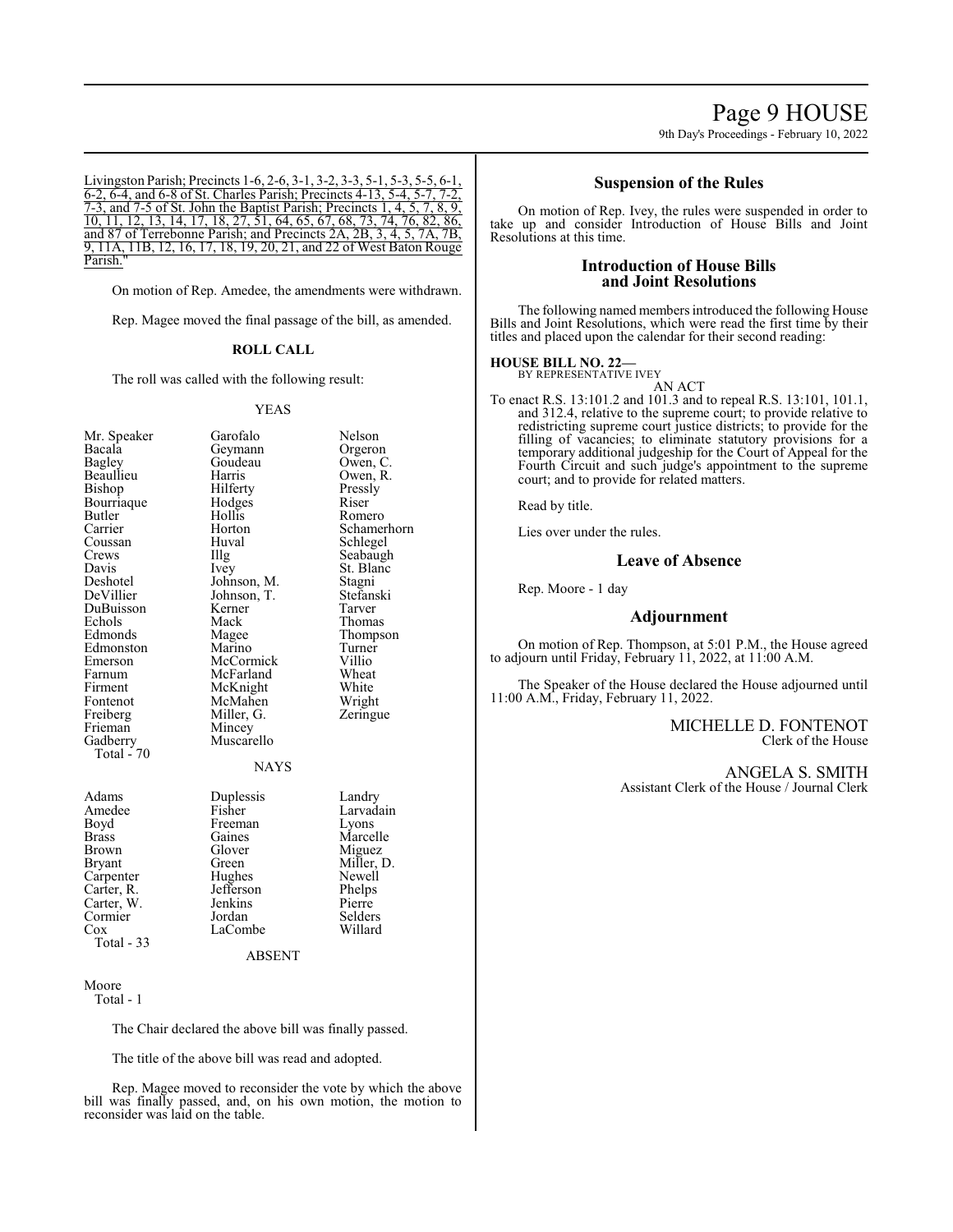Livingston Parish; Precincts 1-6, 2-6, 3-1, 3-2, 3-3, 5-1, 5-3, 5-5, 6-1, 6-2, 6-4, and 6-8 of St. Charles Parish; Precincts 4-13, 5-4, 5-7, 7-2, 7-3, and 7-5 of St. John the Baptist Parish; Precincts 1, 4, 5, 7, 8, 9, 10, 11, 12, 13, 14, 17, 18, 27, 51, 64, 65, 67, 68, 73, 74, 76, 82, 86, and 87 of Terrebonne Parish; and Precincts 2A, 2B, 3, 4, 5, 7A, 7B, 9, 11A, 11B, 12, 16, 17, 18, 19, 20, 21, and 22 of West Baton Rouge Parish."

On motion of Rep. Amedee, the amendments were withdrawn.

Rep. Magee moved the final passage of the bill, as amended.

**ROLL CALL**

The roll was called with the following result:

YEAS

| | | |
|---|---|---|
| Mr. Speaker | Garofalo | Nelson |
| Bacala | Geymann | Orgeron |
| Bagley | Goudeau | Owen, C. |
| Beaullieu | Harris | Owen, R. |
| Bishop | Hilferty | Pressly |
| Bourriaque | Hodges | Riser |
| Butler | Hollis | Romero |
| Carrier | Horton | Schamerhorn |
| Coussan | Huval | Schlegel |
| Crews | Illg | Seabaugh |
| Davis | Ivey | St. Blanc |
| Deshotel | Johnson, M. | Stagni |
| DeVillier | Johnson, T. | Stefanski |
| DuBuisson | Kerner | Tarver |
| Echols | Mack | Thomas |
| Edmonds | Magee | Thompson |
| Edmonston | Marino | Turner |
| Emerson | McCormick | Villio |
| Farnum | McFarland | Wheat |
| Firment | McKnight | White |
| Fontenot | McMahen | Wright |
| Freiberg | Miller, G. | Zeringue |
| Frieman | Mincey | |
| Gadberry | Muscarello | |

Total - 70

NAYS

| | | |
|---|---|---|
| Adams | Duplessis | Landry |
| Amedee | Fisher | Larvadain |
| Boyd | Freeman | Lyons |
| Brass | Gaines | Marcelle |
| Brown | Glover | Miguez |
| Bryant | Green | Miller, D. |
| Carpenter | Hughes | Newell |
| Carter, R. | Jefferson | Phelps |
| Carter, W. | Jenkins | Pierre |
| Cormier | Jordan | Selders |
| Cox | LaCombe | Willard |

Total - 33

ABSENT

Moore

Total - 1

The Chair declared the above bill was finally passed.

The title of the above bill was read and adopted.

Rep. Magee moved to reconsider the vote by which the above bill was finally passed, and, on his own motion, the motion to reconsider was laid on the table.

## Suspension of the Rules

On motion of Rep. Ivey, the rules were suspended in order to take up and consider Introduction of House Bills and Joint Resolutions at this time.

## Introduction of House Bills and Joint Resolutions

The following named members introduced the following House Bills and Joint Resolutions, which were read the first time by their titles and placed upon the calendar for their second reading:

**HOUSE BILL NO. 22—**
BY REPRESENTATIVE IVEY

AN ACT

To enact R.S. 13:101.2 and 101.3 and to repeal R.S. 13:101, 101.1, and 312.4, relative to the supreme court; to provide relative to redistricting supreme court justice districts; to provide for the filling of vacancies; to eliminate statutory provisions for a temporary additional judgeship for the Court of Appeal for the Fourth Circuit and such judge's appointment to the supreme court; and to provide for related matters.

Read by title.

Lies over under the rules.

## Leave of Absence

Rep. Moore - 1 day

## Adjournment

On motion of Rep. Thompson, at 5:01 P.M., the House agreed to adjourn until Friday, February 11, 2022, at 11:00 A.M.

The Speaker of the House declared the House adjourned until 11:00 A.M., Friday, February 11, 2022.

MICHELLE D. FONTENOT
Clerk of the House

ANGELA S. SMITH
Assistant Clerk of the House / Journal Clerk